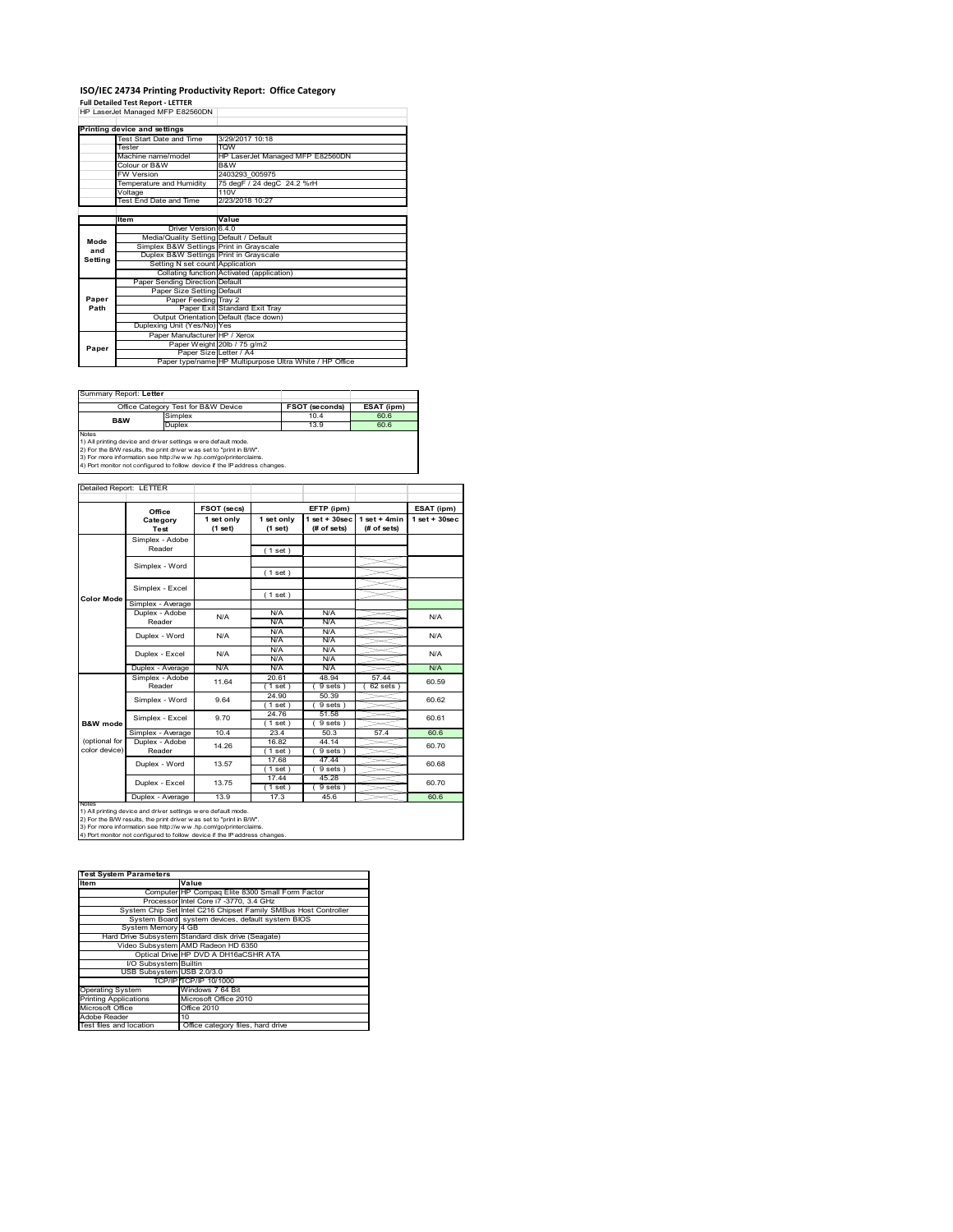# ISO/IEC 24734 Printing Productivity Report: Office Category

**Full Detailed Test Report - LETTER**

HP LaserJet Managed MFP E82560DN

| Printing device and settings | |
|---|---|
| Test Start Date and Time | 3/29/2017 10:18 |
| Tester | TQW |
| Machine name/model | HP LaserJet Managed MFP E82560DN |
| Colour or B&W | B&W |
| FW Version | 2403293_005975 |
| Temperature and Humidity | 75 degF / 24 degC 24.2 %rH |
| Voltage | 110V |
| Test End Date and Time | 2/23/2018 10:27 |

| | Item | Value |
|---|---|---|
| Mode and Setting | Driver Version | 6.4.0 |
| | Media/Quality Setting | Default / Default |
| | Simplex B&W Settings | Print in Grayscale |
| | Duplex B&W Settings | Print in Grayscale |
| | Setting N set count | Application |
| | Collating function | Activated (application) |
| Paper Path | Paper Sending Direction | Default |
| | Paper Size Setting | Default |
| | Paper Feeding | Tray 2 |
| | Paper Exit | Standard Exit Tray |
| | Output Orientation | Default (face down) |
| | Duplexing Unit (Yes/No) | Yes |
| Paper | Paper Manufacturer | HP / Xerox |
| | Paper Weight | 20lb / 75 g/m2 |
| | Paper Size | Letter / A4 |
| | Paper type/name | HP Multipurpose Ultra White / HP Office |

Summary Report: **Letter**

| Office Category Test for B&W Device | | FSOT (seconds) | ESAT (ipm) |
|---|---|---|---|
| B&W | Simplex | 10.4 | 60.6 |
| | Duplex | 13.9 | 60.6 |

Notes
1) All printing device and driver settings were default mode.
2) For the B/W results, the print driver was set to "print in B/W".
3) For more information see http://www.hp.com/go/printerclaims.
4) Port monitor not configured to follow device if the IP address changes.

Detailed Report: LETTER

| | Office Category Test | FSOT (secs) 1 set only (1 set) | EFTP (ipm) 1 set only (1 set) | EFTP (ipm) 1 set + 30sec (# of sets) | EFTP (ipm) 1 set + 4min (# of sets) | ESAT (ipm) 1 set + 30sec |
|---|---|---|---|---|---|---|
| Color Mode | Simplex - Adobe Reader | | (1 set) | | | |
| | Simplex - Word | | (1 set) | | | |
| | Simplex - Excel | | (1 set) | | | |
| | Simplex - Average | | | | | |
| | Duplex - Adobe Reader | N/A | N/A<br>N/A | N/A<br>N/A | | N/A |
| | Duplex - Word | N/A | N/A<br>N/A | N/A<br>N/A | | N/A |
| | Duplex - Excel | N/A | N/A<br>N/A | N/A<br>N/A | | N/A |
| | Duplex - Average | N/A | N/A | N/A | | N/A |
| B&W mode (optional for color device) | Simplex - Adobe Reader | 11.64 | 20.61<br>(1 set) | 48.94<br>(9 sets) | 57.44<br>(62 sets) | 60.59 |
| | Simplex - Word | 9.64 | 24.90<br>(1 set) | 50.39<br>(9 sets) | | 60.62 |
| | Simplex - Excel | 9.70 | 24.76<br>(1 set) | 51.58<br>(9 sets) | | 60.61 |
| | Simplex - Average | 10.4 | 23.4 | 50.3 | 57.4 | 60.6 |
| | Duplex - Adobe Reader | 14.26 | 16.82<br>(1 set) | 44.14<br>(9 sets) | | 60.70 |
| | Duplex - Word | 13.57 | 17.68<br>(1 set) | 47.44<br>(9 sets) | | 60.68 |
| | Duplex - Excel | 13.75 | 17.44<br>(1 set) | 45.28<br>(9 sets) | | 60.70 |
| | Duplex - Average | 13.9 | 17.3 | 45.6 | | 60.6 |

Notes
1) All printing device and driver settings were default mode.
2) For the B/W results, the print driver was set to "print in B/W".
3) For more information see http://www.hp.com/go/printerclaims.
4) Port monitor not configured to follow device if the IP address changes.

| Test System Parameters | |
|---|---|
| **Item** | **Value** |
| Computer | HP Compaq Elite 8300 Small Form Factor |
| Processor | Intel Core i7 -3770, 3.4 GHz |
| System Chip Set | Intel C216 Chipset Family SMBus Host Controller |
| System Board | system devices, default system BIOS |
| System Memory | 4 GB |
| Hard Drive Subsystem | Standard disk drive (Seagate) |
| Video Subsystem | AMD Radeon HD 6350 |
| Optical Drive | HP DVD A DH16aCSHR ATA |
| I/O Subsystem | Builtin |
| USB Subsystem | USB 2.0/3.0 |
| TCP/IP | TCP/IP 10/1000 |
| Operating System | Windows 7 64 Bit |
| Printing Applications | Microsoft Office 2010 |
| Microsoft Office | Office 2010 |
| Adobe Reader | 10 |
| Test files and location | Office category files, hard drive |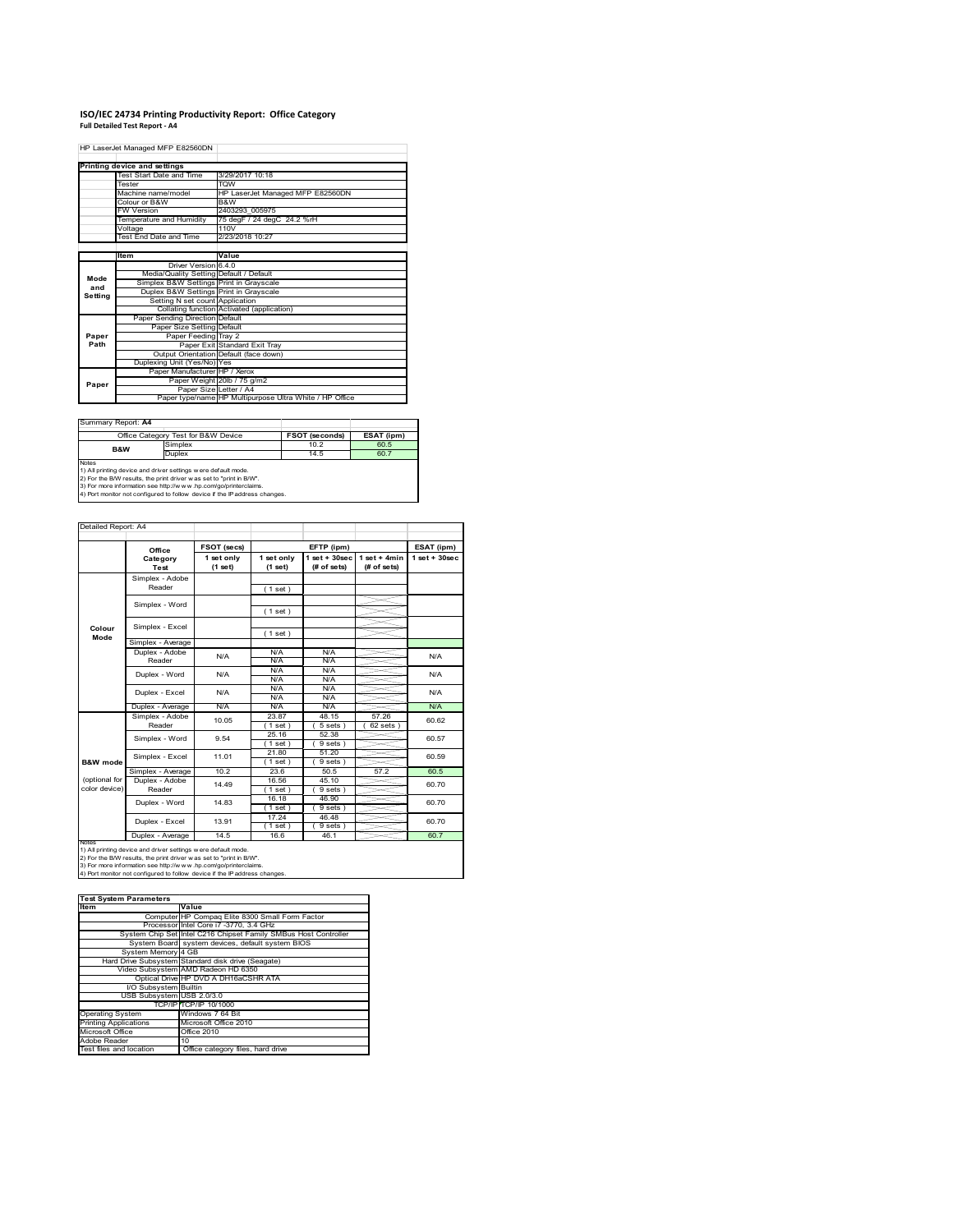# ISO/IEC 24734 Printing Productivity Report: Office Category

**Full Detailed Test Report - A4**

| HP LaserJet Managed MFP E82560DN | | |
|---|---|---|
| **Printing device and settings** | | |
| | Test Start Date and Time | 3/29/2017 10:18 |
| | Tester | TOW |
| | Machine name/model | HP LaserJet Managed MFP E82560DN |
| | Colour or B&W | B&W |
| | FW Version | 2403293_005975 |
| | Temperature and Humidity | 75 degF / 24 degC 24.2 %rH |
| | Voltage | 110V |
| | Test End Date and Time | 2/23/2018 10:27 |
| | **Item** | **Value** |
| Mode and Setting | Driver Version | 6.4.0 |
| | Media/Quality Setting | Default / Default |
| | Simplex B&W Settings | Print in Grayscale |
| | Duplex B&W Settings | Print in Grayscale |
| | Setting N set count | Application |
| | Collating function | Activated (application) |
| Paper Path | Paper Sending Direction | Default |
| | Paper Size Setting | Default |
| | Paper Feeding | Tray 2 |
| | Paper Exit | Standard Exit Tray |
| | Output Orientation | Default (face down) |
| | Duplexing Unit (Yes/No) | Yes |
| Paper | Paper Manufacturer | HP / Xerox |
| | Paper Weight | 20lb / 75 g/m2 |
| | Paper Size | Letter / A4 |
| | Paper type/name | HP Multipurpose Ultra White / HP Office |

Summary Report: **A4**

| Office Category Test for B&W Device | | FSOT (seconds) | ESAT (ipm) |
|---|---|---|---|
| B&W | Simplex | 10.2 | 60.5 |
| | Duplex | 14.5 | 60.7 |

Notes
1) All printing device and driver settings were default mode.
2) For the B/W results, the print driver was set to "print in B/W".
3) For more information see http://www.hp.com/go/printerclaims.
4) Port monitor not configured to follow device if the IP address changes.

Detailed Report: A4

| | Office Category Test | FSOT (secs) 1 set only (1 set) | EFTP (ipm) 1 set only (1 set) | EFTP (ipm) 1 set + 30sec (# of sets) | EFTP (ipm) 1 set + 4min (# of sets) | ESAT (ipm) 1 set + 30sec |
|---|---|---|---|---|---|---|
| Colour Mode | Simplex - Adobe Reader | | (1 set) | | | |
| | Simplex - Word | | (1 set) | | | |
| | Simplex - Excel | | (1 set) | | | |
| | Simplex - Average | | | | | |
| | Duplex - Adobe Reader | N/A | N/A N/A | N/A N/A | | N/A |
| | Duplex - Word | N/A | N/A N/A | N/A N/A | | N/A |
| | Duplex - Excel | N/A | N/A N/A | N/A N/A | | N/A |
| | Duplex - Average | N/A | N/A | N/A | | N/A |
| B&W mode (optional for color device) | Simplex - Adobe Reader | 10.05 | 23.87 (1 set) | 48.15 (5 sets) | 57.26 (62 sets) | 60.62 |
| | Simplex - Word | 9.54 | 25.16 (1 set) | 52.38 (9 sets) | | 60.57 |
| | Simplex - Excel | 11.01 | 21.80 (1 set) | 51.20 (9 sets) | | 60.59 |
| | Simplex - Average | 10.2 | 23.6 | 50.5 | 57.2 | 60.5 |
| | Duplex - Adobe Reader | 14.49 | 16.56 (1 set) | 45.10 (9 sets) | | 60.70 |
| | Duplex - Word | 14.83 | 16.18 (1 set) | 46.90 (9 sets) | | 60.70 |
| | Duplex - Excel | 13.91 | 17.24 (1 set) | 46.48 (9 sets) | | 60.70 |
| | Duplex - Average | 14.5 | 16.6 | 46.1 | | 60.7 |

Notes
1) All printing device and driver settings were default mode.
2) For the B/W results, the print driver was set to "print in B/W".
3) For more information see http://www.hp.com/go/printerclaims.
4) Port monitor not configured to follow device if the IP address changes.

| Test System Parameters | |
|---|---|
| **Item** | **Value** |
| Computer | HP Compaq Elite 8300 Small Form Factor |
| Processor | Intel Core i7 -3770, 3.4 GHz |
| System Chip Set | Intel C216 Chipset Family SMBus Host Controller |
| System Board | system devices, default system BIOS |
| System Memory | 4 GB |
| Hard Drive Subsystem | Standard disk drive (Seagate) |
| Video Subsystem | AMD Radeon HD 6350 |
| Optical Drive | HP DVD A DH16aCSHR ATA |
| I/O Subsystem | Builtin |
| USB Subsystem | USB 2.0/3.0 |
| TCP/IP | TCP/IP 10/1000 |
| Operating System | Windows 7 64 Bit |
| Printing Applications | Microsoft Office 2010 |
| Microsoft Office | Office 2010 |
| Adobe Reader | 10 |
| Test files and location | Office category files, hard drive |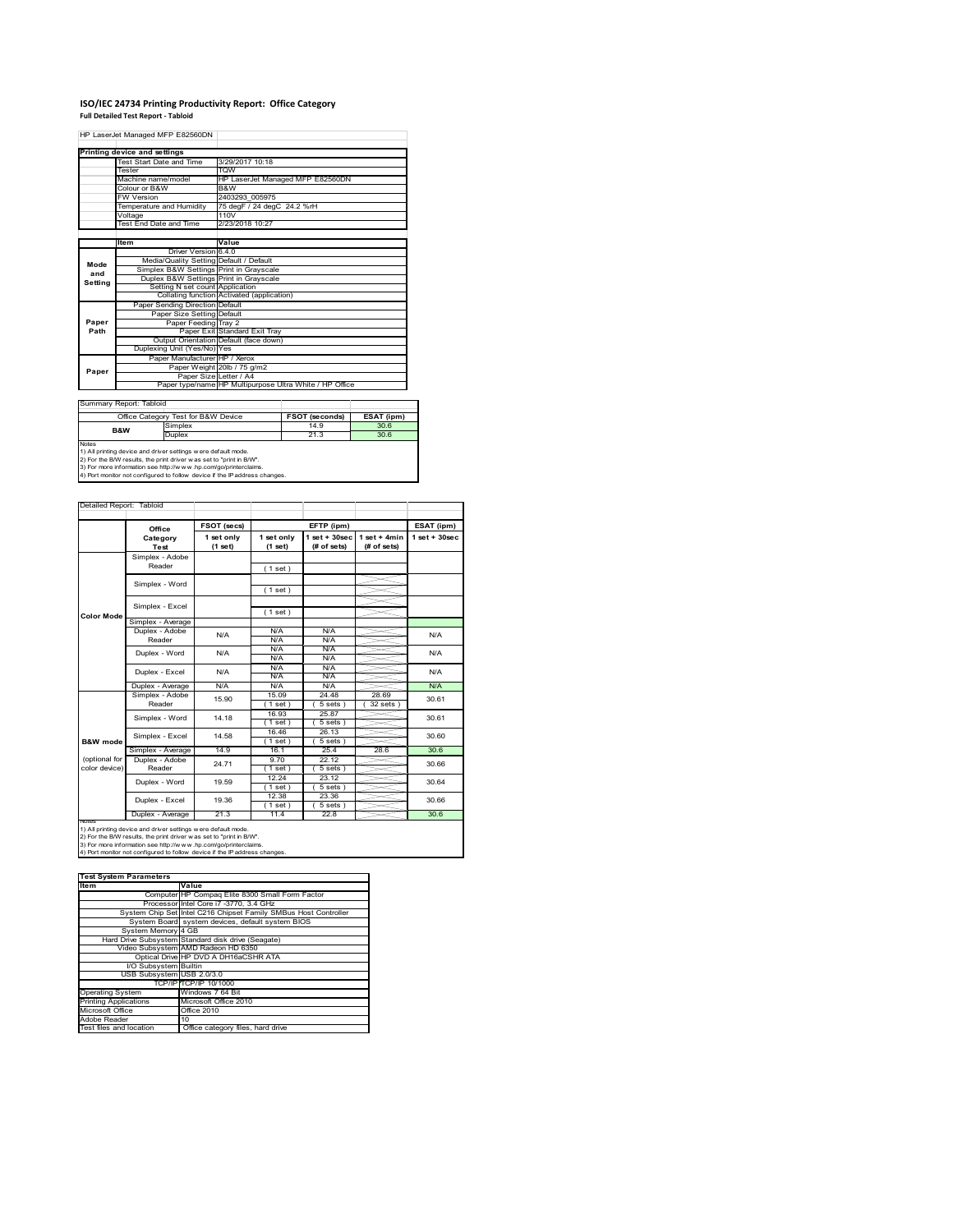# ISO/IEC 24734 Printing Productivity Report: Office Category

**Full Detailed Test Report - Tabloid**

HP LaserJet Managed MFP E82560DN

| Printing device and settings | |
|---|---|
| Test Start Date and Time | 3/29/2017 10:18 |
| Tester | TQW |
| Machine name/model | HP LaserJet Managed MFP E82560DN |
| Colour or B&W | B&W |
| FW Version | 2403293_005975 |
| Temperature and Humidity | 75 degF / 24 degC 24.2 %rH |
| Voltage | 110V |
| Test End Date and Time | 2/23/2018 10:27 |

| | Item | Value |
|---|---|---|
| Mode and Setting | Driver Version | 6.4.0 |
| | Media/Quality Setting | Default / Default |
| | Simplex B&W Settings | Print in Grayscale |
| | Duplex B&W Settings | Print in Grayscale |
| | Setting N set count | Application |
| | Collating function | Activated (application) |
| Paper Path | Paper Sending Direction | Default |
| | Paper Size Setting | Default |
| | Paper Feeding | Tray 2 |
| | Paper Exit | Standard Exit Tray |
| | Output Orientation | Default (face down) |
| | Duplexing Unit (Yes/No) | Yes |
| Paper | Paper Manufacturer | HP / Xerox |
| | Paper Weight | 20lb / 75 g/m2 |
| | Paper Size | Letter / A4 |
| | Paper type/name | HP Multipurpose Ultra White / HP Office |

Summary Report: Tabloid

| Office Category Test for B&W Device | | FSOT (seconds) | ESAT (ipm) |
|---|---|---|---|
| B&W | Simplex | 14.9 | 30.6 |
| | Duplex | 21.3 | 30.6 |

Notes
1) All printing device and driver settings were default mode.
2) For the B/W results, the print driver was set to "print in B/W".
3) For more information see http://www.hp.com/go/printerclaims.
4) Port monitor not configured to follow device if the IP address changes.

Detailed Report: Tabloid

| | Office Category Test | FSOT (secs) 1 set only (1 set) | EFTP (ipm) 1 set only (1 set) | EFTP (ipm) 1 set + 30sec (# of sets) | EFTP (ipm) 1 set + 4min (# of sets) | ESAT (ipm) 1 set + 30sec |
|---|---|---|---|---|---|---|
| Color Mode | Simplex - Adobe Reader | | (1 set) | | | |
| | Simplex - Word | | (1 set) | | | |
| | Simplex - Excel | | (1 set) | | | |
| | Simplex - Average | | | | | |
| | Duplex - Adobe Reader | N/A | N/A<br>N/A | N/A<br>N/A | | N/A |
| | Duplex - Word | N/A | N/A<br>N/A | N/A<br>N/A | | N/A |
| | Duplex - Excel | N/A | N/A<br>N/A | N/A<br>N/A | | N/A |
| | Duplex - Average | N/A | N/A | N/A | | N/A |
| B&W mode (optional for color device) | Simplex - Adobe Reader | 15.90 | 15.09<br>(1 set) | 24.48<br>(5 sets) | 28.69<br>(32 sets) | 30.61 |
| | Simplex - Word | 14.18 | 16.93<br>(1 set) | 25.87<br>(5 sets) | | 30.61 |
| | Simplex - Excel | 14.58 | 16.46<br>(1 set) | 26.13<br>(5 sets) | | 30.60 |
| | Simplex - Average | 14.9 | 16.1 | 25.4 | 28.6 | 30.6 |
| | Duplex - Adobe Reader | 24.71 | 9.70<br>(1 set) | 22.12<br>(5 sets) | | 30.66 |
| | Duplex - Word | 19.59 | 12.24<br>(1 set) | 23.12<br>(5 sets) | | 30.64 |
| | Duplex - Excel | 19.36 | 12.38<br>(1 set) | 23.36<br>(5 sets) | | 30.66 |
| | Duplex - Average | 21.3 | 11.4 | 22.8 | | 30.6 |

Notes
1) All printing device and driver settings were default mode.
2) For the B/W results, the print driver was set to "print in B/W".
3) For more information see http://www.hp.com/go/printerclaims.
4) Port monitor not configured to follow device if the IP address changes.

| Test System Parameters | |
|---|---|
| **Item** | **Value** |
| Computer | HP Compaq Elite 8300 Small Form Factor |
| Processor | Intel Core i7 -3770, 3.4 GHz |
| System Chip Set | Intel C216 Chipset Family SMBus Host Controller |
| System Board | system devices, default system BIOS |
| System Memory | 4 GB |
| Hard Drive Subsystem | Standard disk drive (Seagate) |
| Video Subsystem | AMD Radeon HD 6350 |
| Optical Drive | HP DVD A DH16aCSHR ATA |
| I/O Subsystem | Builtin |
| USB Subsystem | USB 2.0/3.0 |
| TCP/IP | TCP/IP 10/1000 |
| Operating System | Windows 7 64 Bit |
| Printing Applications | Microsoft Office 2010 |
| Microsoft Office | Office 2010 |
| Adobe Reader | 10 |
| Test files and location | Office category files, hard drive |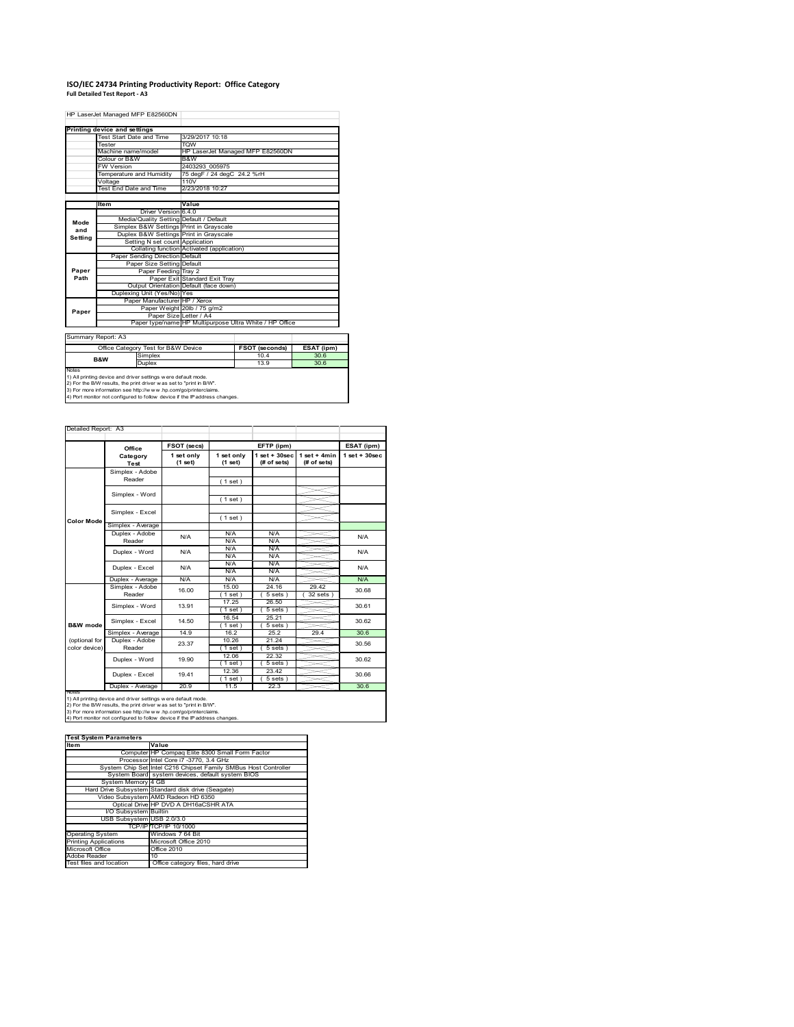# ISO/IEC 24734 Printing Productivity Report: Office Category

**Full Detailed Test Report - A3**

| HP LaserJet Managed MFP E82560DN | |
|---|---|

**Printing device and settings**

| Item | Value |
|---|---|
| Test Start Date and Time | 3/29/2017 10:18 |
| Tester | TQW |
| Machine name/model | HP LaserJet Managed MFP E82560DN |
| Colour or B&W | B&W |
| FW Version | 2403293_005975 |
| Temperature and Humidity | 75 degF / 24 degC 24.2 %rH |
| Voltage | 110V |
| Test End Date and Time | 2/23/2018 10:27 |

| | Item | Value |
|---|---|---|
| Mode and Setting | Driver Version | 6.4.0 |
| | Media/Quality Setting | Default / Default |
| | Simplex B&W Settings | Print in Grayscale |
| | Duplex B&W Settings | Print in Grayscale |
| | Setting N set count | Application |
| | Collating function | Activated (application) |
| Paper Path | Paper Sending Direction | Default |
| | Paper Size Setting | Default |
| | Paper Feeding | Tray 2 |
| | Paper Exit | Standard Exit Tray |
| | Output Orientation | Default (face down) |
| | Duplexing Unit (Yes/No) | Yes |
| Paper | Paper Manufacturer | HP / Xerox |
| | Paper Weight | 20lb / 75 g/m2 |
| | Paper Size | Letter / A4 |
| | Paper type/name | HP Multipurpose Ultra White / HP Office |

**Summary Report: A3**

| Office Category Test for B&W Device | | FSOT (seconds) | ESAT (ipm) |
|---|---|---|---|
| B&W | Simplex | 10.4 | 30.6 |
| | Duplex | 13.9 | 30.6 |

Notes
1) All printing device and driver settings were default mode.
2) For the B/W results, the print driver was set to "print in B/W".
3) For more information see http://www.hp.com/go/printerclaims.
4) Port monitor not configured to follow device if the IP address changes.

**Detailed Report: A3**

| | Office Category Test | FSOT (secs) 1 set only (1 set) | EFTP (ipm) 1 set only (1 set) | EFTP (ipm) 1 set + 30sec (# of sets) | EFTP (ipm) 1 set + 4min (# of sets) | ESAT (ipm) 1 set + 30sec |
|---|---|---|---|---|---|---|
| Color Mode | Simplex - Adobe Reader | | (1 set) | | | |
| | Simplex - Word | | (1 set) | | | |
| | Simplex - Excel | | (1 set) | | | |
| | Simplex - Average | | | | | |
| | Duplex - Adobe Reader | N/A | N/A<br>N/A | N/A<br>N/A | | N/A |
| | Duplex - Word | N/A | N/A<br>N/A | N/A<br>N/A | | N/A |
| | Duplex - Excel | N/A | N/A<br>N/A | N/A<br>N/A | | N/A |
| | Duplex - Average | N/A | N/A | N/A | | N/A |
| B&W mode (optional for color device) | Simplex - Adobe Reader | 16.00 | 15.00<br>(1 set) | 24.16<br>(5 sets) | 29.42<br>(32 sets) | 30.68 |
| | Simplex - Word | 13.91 | 17.25<br>(1 set) | 26.50<br>(5 sets) | | 30.61 |
| | Simplex - Excel | 14.50 | 16.54<br>(1 set) | 25.21<br>(5 sets) | | 30.62 |
| | Simplex - Average | 14.9 | 16.2 | 25.2 | 29.4 | 30.6 |
| | Duplex - Adobe Reader | 23.37 | 10.26<br>(1 set) | 21.24<br>(5 sets) | | 30.56 |
| | Duplex - Word | 19.90 | 12.06<br>(1 set) | 22.32<br>(5 sets) | | 30.62 |
| | Duplex - Excel | 19.41 | 12.36<br>(1 set) | 23.42<br>(5 sets) | | 30.66 |
| | Duplex - Average | 20.9 | 11.5 | 22.3 | | 30.6 |

Notes
1) All printing device and driver settings were default mode.
2) For the B/W results, the print driver was set to "print in B/W".
3) For more information see http://www.hp.com/go/printerclaims.
4) Port monitor not configured to follow device if the IP address changes.

**Test System Parameters**

| Item | Value |
|---|---|
| Computer | HP Compaq Elite 8300 Small Form Factor |
| Processor | Intel Core i7 -3770, 3.4 GHz |
| System Chip Set | Intel C216 Chipset Family SMBus Host Controller |
| System Board | system devices, default system BIOS |
| System Memory | 4 GB |
| Hard Drive Subsystem | Standard disk drive (Seagate) |
| Video Subsystem | AMD Radeon HD 6350 |
| Optical Drive | HP DVD A DH16aCSHR ATA |
| I/O Subsystem | Builtin |
| USB Subsystem | USB 2.0/3.0 |
| TCP/IP | TCP/IP 10/1000 |
| Operating System | Windows 7 64 Bit |
| Printing Applications | Microsoft Office 2010 |
| Microsoft Office | Office 2010 |
| Adobe Reader | 10 |
| Test files and location | Office category files, hard drive |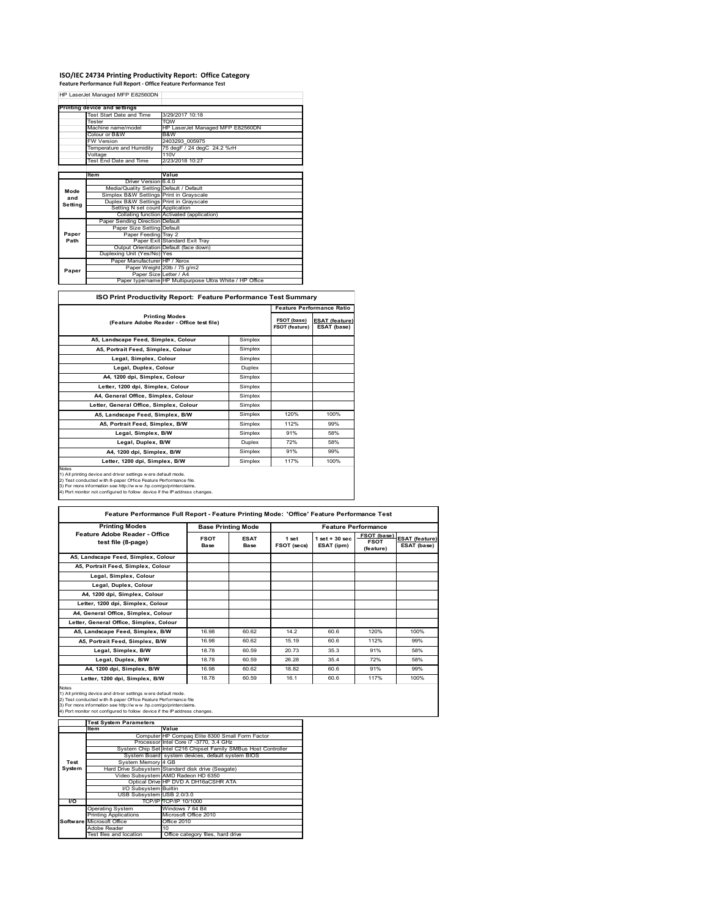# ISO/IEC 24734 Printing Productivity Report: Office Category

**Feature Performance Full Report - Office Feature Performance Test**

| HP LaserJet Managed MFP E82560DN | | |
|---|---|---|
| **Printing device and settings** | | |
| | Test Start Date and Time | 3/29/2017 10:18 |
| | Tester | TQW |
| | Machine name/model | HP LaserJet Managed MFP E82560DN |
| | Colour or B&W | B&W |
| | FW Version | 2403293_005975 |
| | Temperature and Humidity | 75 degF / 24 degC 24.2 %rH |
| | Voltage | 110V |
| | Test End Date and Time | 2/23/2018 10:27 |

| | Item | Value |
|---|---|---|
| Mode and Setting | Driver Version | 6.4.0 |
| | Media/Quality Setting | Default / Default |
| | Simplex B&W Settings | Print in Grayscale |
| | Duplex B&W Settings | Print in Grayscale |
| | Setting N set count | Application |
| | Collating function | Activated (application) |
| Paper Path | Paper Sending Direction | Default |
| | Paper Size Setting | Default |
| | Paper Feeding | Tray 2 |
| | Paper Exit | Standard Exit Tray |
| | Output Orientation | Default (face down) |
| | Duplexing Unit (Yes/No) | Yes |
| Paper | Paper Manufacturer | HP / Xerox |
| | Paper Weight | 20lb / 75 g/m2 |
| | Paper Size | Letter / A4 |
| | Paper type/name | HP Multipurpose Ultra White / HP Office |

## ISO Print Productivity Report: Feature Performance Test Summary

| Printing Modes (Feature Adobe Reader - Office test file) | | Feature Performance Ratio | |
|---|---|---|---|
| | | FSOT (base) / FSOT (feature) | ESAT (feature) / ESAT (base) |
| A5, Landscape Feed, Simplex, Colour | Simplex | | |
| A5, Portrait Feed, Simplex, Colour | Simplex | | |
| Legal, Simplex, Colour | Simplex | | |
| Legal, Duplex, Colour | Duplex | | |
| A4, 1200 dpi, Simplex, Colour | Simplex | | |
| Letter, 1200 dpi, Simplex, Colour | Simplex | | |
| A4, General Office, Simplex, Colour | Simplex | | |
| Letter, General Office, Simplex, Colour | Simplex | | |
| A5, Landscape Feed, Simplex, B/W | Simplex | 120% | 100% |
| A5, Portrait Feed, Simplex, B/W | Simplex | 112% | 99% |
| Legal, Simplex, B/W | Simplex | 91% | 58% |
| Legal, Duplex, B/W | Duplex | 72% | 58% |
| A4, 1200 dpi, Simplex, B/W | Simplex | 91% | 99% |
| Letter, 1200 dpi, Simplex, B/W | Simplex | 117% | 100% |

Notes
1) All printing device and driver settings were default mode.
2) Test conducted with 8-paper Office Feature Performance file.
3) For more information see http://www.hp.com/go/printerclaims.
4) Port monitor not configured to follow device if the IP address changes.

## Feature Performance Full Report - Feature Printing Mode: 'Office' Feature Performance Test

| Printing Modes Feature Adobe Reader - Office test file (8-page) | Base Printing Mode | | Feature Performance | | | |
|---|---|---|---|---|---|---|
| | FSOT Base | ESAT Base | 1 set FSOT (secs) | 1 set + 30 sec ESAT (ipm) | FSOT (base) / FSOT (feature) | ESAT (feature) / ESAT (base) |
| A5, Landscape Feed, Simplex, Colour | | | | | | |
| A5, Portrait Feed, Simplex, Colour | | | | | | |
| Legal, Simplex, Colour | | | | | | |
| Legal, Duplex, Colour | | | | | | |
| A4, 1200 dpi, Simplex, Colour | | | | | | |
| Letter, 1200 dpi, Simplex, Colour | | | | | | |
| A4, General Office, Simplex, Colour | | | | | | |
| Letter, General Office, Simplex, Colour | | | | | | |
| A5, Landscape Feed, Simplex, B/W | 16.98 | 60.62 | 14.2 | 60.6 | 120% | 100% |
| A5, Portrait Feed, Simplex, B/W | 16.98 | 60.62 | 15.19 | 60.6 | 112% | 99% |
| Legal, Simplex, B/W | 18.78 | 60.59 | 20.73 | 35.3 | 91% | 58% |
| Legal, Duplex, B/W | 18.78 | 60.59 | 26.28 | 35.4 | 72% | 58% |
| A4, 1200 dpi, Simplex, B/W | 16.98 | 60.62 | 18.82 | 60.6 | 91% | 99% |
| Letter, 1200 dpi, Simplex, B/W | 18.78 | 60.59 | 16.1 | 60.6 | 117% | 100% |

Notes
1) All printing device and driver settings were default mode.
2) Test conducted with 8-paper Office Feature Performance file
3) For more information see http://www.hp.com/go/printerclaims.
4) Port monitor not configured to follow device if the IP address changes.

| | Test System Parameters | |
|---|---|---|
| | Item | Value |
| Test System | Computer | HP Compaq Elite 8300 Small Form Factor |
| | Processor | Intel Core i7 -3770, 3.4 GHz |
| | System Chip Set | Intel C216 Chipset Family SMBus Host Controller |
| | System Board | system devices, default system BIOS |
| | System Memory | 4 GB |
| | Hard Drive Subsystem | Standard disk drive (Seagate) |
| | Video Subsystem | AMD Radeon HD 6350 |
| | Optical Drive | HP DVD A DH16aCSHR ATA |
| | I/O Subsystem | Builtin |
| | USB Subsystem | USB 2.0/3.0 |
| I/O | TCP/IP | TCP/IP 10/1000 |
| Software | Operating System | Windows 7 64 Bit |
| | Printing Applications | Microsoft Office 2010 |
| | Microsoft Office | Office 2010 |
| | Adobe Reader | 10 |
| | Test files and location | Office category files, hard drive |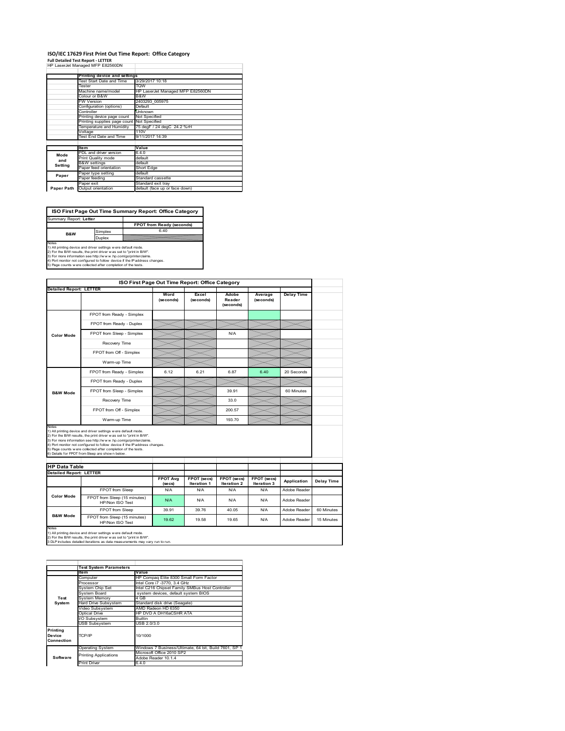# ISO/IEC 17629 First Print Out Time Report: Office Category

**Full Detailed Test Report - LETTER**

HP LaserJet Managed MFP E82560DN

| | Printing device and settings | |
|---|---|---|
| | Test Start Date and Time | 3/29/2017 10:18 |
| | Tester | TQW |
| | Machine name/model | HP LaserJet Managed MFP E82560DN |
| | Colour or B&W | B&W |
| | FW Version | 2403293_005975 |
| | Configuration (options) | Default |
| | Controller | Unknown |
| | Printing device page count | Not Specified |
| | Printing supplies page count | Not Specified |
| | Temperature and Humidity | 75 degF / 24 degC 24.2 %rH |
| | Voltage | 110V |
| | Test End Date and Time | 9/11/2017 14:39 |

| | Item | Value |
|---|---|---|
| Mode and Setting | PDL and driver version | 6.4.0 |
| | Print Quality mode | default |
| | B&W settings | default |
| | Paper feed orientation | Short Edge |
| Paper | Paper type setting | default |
| | Paper feeding | Standard cassette |
| | Paper exit | Standard exit tray |
| Paper Path | Output orientation | default (face up or face down) |

| ISO First Page Out Time Summary Report: Office Category | | |
|---|---|---|
| Summary Report: **Letter** | | |
| | | FPOT from Ready (seconds) |
| B&W | Simplex | 6.40 |
| | Duplex | |

Notes
1) All printing device and driver settings were default mode.
2) For the B/W results, the print driver was set to "print in B/W".
3) For more information see http://www.hp.com/go/printerclaims.
4) Port monitor not configured to follow device if the IP address changes.
5) Page counts were collected after completion of the tests.

| ISO First Page Out Time Report: Office Category | | | | | | |
|---|---|---|---|---|---|---|
| **Detailed Report: LETTER** | | | | | | |
| | | Word (seconds) | Excel (seconds) | Adobe Reader (seconds) | Average (seconds) | Delay Time |
| Color Mode | FPOT from Ready - Simplex | | | | | |
| | FPOT from Ready - Duplex | | | | | |
| | FPOT from Sleep - Simplex | | | N/A | | |
| | Recovery Time | | | | | |
| | FPOT from Off - Simplex | | | | | |
| | Warm-up Time | | | | | |
| B&W Mode | FPOT from Ready - Simplex | 6.12 | 6.21 | 6.87 | 6.40 | 20 Seconds |
| | FPOT from Ready - Duplex | | | | | |
| | FPOT from Sleep - Simplex | | | 39.91 | | 60 Minutes |
| | Recovery Time | | | 33.0 | | |
| | FPOT from Off - Simplex | | | 200.57 | | |
| | Warm-up Time | | | 193.70 | | |

Notes
1) All printing device and driver settings were default mode.
2) For the B/W results, the print driver was set to "print in B/W".
3) For more information see http://www.hp.com/go/printerclaims.
4) Port monitor not configured to follow device if the IP address changes.
5) Page counts were collected after completion of the tests.
6) Details for FPOT from Sleep are shown below.

| HP Data Table | | | | | | | |
|---|---|---|---|---|---|---|---|
| **Detailed Report: LETTER** | | | | | | | |
| | | FPOT Avg (secs) | FPOT (secs) Iteration 1 | FPOT (secs) Iteration 2 | FPOT (secs) Iteration 3 | Application | Delay Time |
| Color Mode | FPOT from Sleep | N/A | N/A | N/A | N/A | Adobe Reader | |
| | FPOT from Sleep (15 minutes) HP/Non ISO Test | N/A | N/A | N/A | N/A | Adobe Reader | |
| B&W Mode | FPOT from Sleep | 39.91 | 39.76 | 40.05 | N/A | Adobe Reader | 60 Minutes |
| | FPOT from Sleep (15 minutes) HP/Non ISO Test | 19.62 | 19.58 | 19.65 | N/A | Adobe Reader | 15 Minutes |

Notes
1) All printing device and driver settings were default mode.
2) For the B/W results, the print driver was set to "print in B/W".
3 DLP includes detailed iterations as data measurements may vary run to run.

| | Test System Parameters | |
|---|---|---|
| | Item | Value |
| Test System | Computer | HP Compaq Elite 8300 Small Form Factor |
| | Processor | Intel Core i7 -3770, 3.4 GHz |
| | System Chip Set | Intel C216 Chipset Family SMBus Host Controller |
| | System Board | system devices, default system BIOS |
| | System Memory | 4 GB |
| | Hard Drive Subsystem | Standard disk drive (Seagate) |
| | Video Subsystem | AMD Radeon HD 6350 |
| | Optical Drive | HP DVD A DH16aCSHR ATA |
| | I/O Subsystem | Builtin |
| | USB Subsystem | USB 2.0/3.0 |
| Printing Device Connection | TCP/IP | 10/1000 |
| Software | Operating System | Windows 7 Business/Ultimate, 64 bit, Build 7601, SP 1 |
| | Printing Applications | Microsoft Office 2010 SP2 |
| | | Adobe Reader 10.1.4 |
| | Print Driver | 6.4.0 |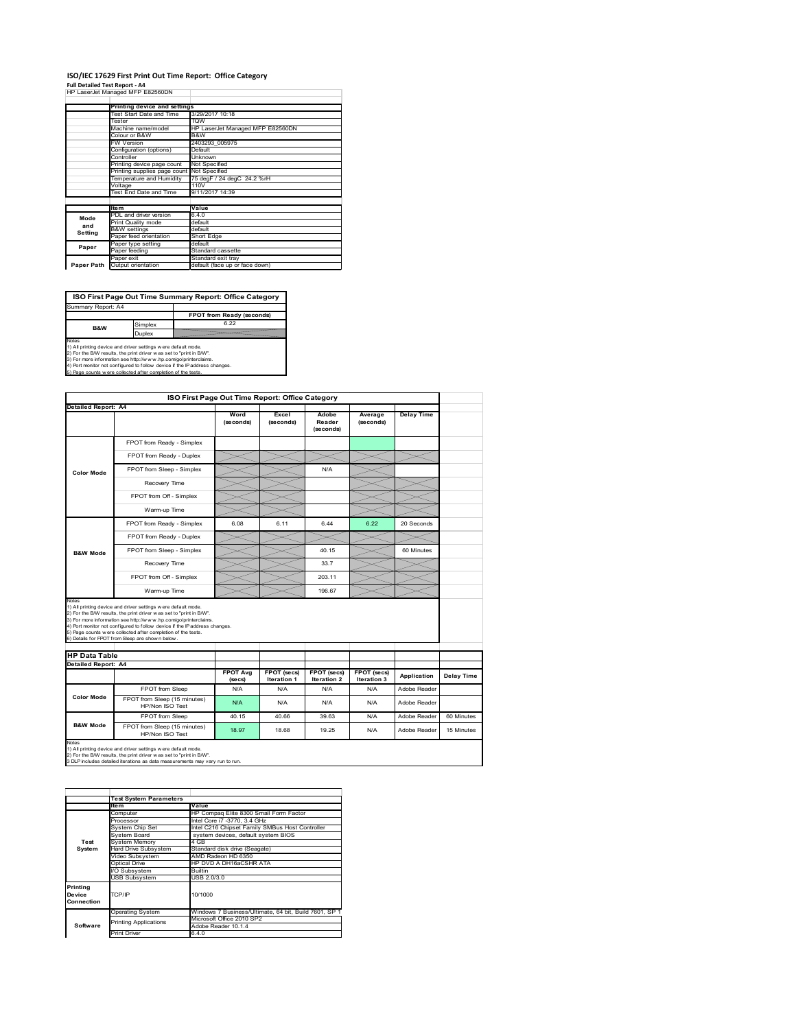# ISO/IEC 17629 First Print Out Time Report: Office Category

**Full Detailed Test Report ‐ A4**

HP LaserJet Managed MFP E82560DN

| | Printing device and settings | |
|---|---|---|
| | Test Start Date and Time | 3/29/2017 10:18 |
| | Tester | TQW |
| | Machine name/model | HP LaserJet Managed MFP E82560DN |
| | Colour or B&W | B&W |
| | FW Version | 2403293_005975 |
| | Configuration (options) | Default |
| | Controller | Unknown |
| | Printing device page count | Not Specified |
| | Printing supplies page count | Not Specified |
| | Temperature and Humidity | 75 degF / 24 degC 24.2 %rH |
| | Voltage | 110V |
| | Test End Date and Time | 9/11/2017 14:39 |

| | Item | Value |
|---|---|---|
| Mode and Setting | PDL and driver version | 6.4.0 |
| | Print Quality mode | default |
| | B&W settings | default |
| | Paper feed orientation | Short Edge |
| Paper | Paper type setting | default |
| | Paper feeding | Standard cassette |
| | Paper exit | Standard exit tray |
| Paper Path | Output orientation | default (face up or face down) |

| ISO First Page Out Time Summary Report: Office Category | | |
|---|---|---|
| Summary Report: A4 | | |
| | | FPOT from Ready (seconds) |
| B&W | Simplex | 6.22 |
| | Duplex | |

Notes
1) All printing device and driver settings were default mode.
2) For the B/W results, the print driver was set to "print in B/W".
3) For more information see http://www.hp.com/go/printerclaims.
4) Port monitor not configured to follow device if the IP address changes.
5) Page counts were collected after completion of the tests.

| ISO First Page Out Time Report: Office Category | | | | | | |
|---|---|---|---|---|---|---|
| **Detailed Report: A4** | | Word (seconds) | Excel (seconds) | Adobe Reader (seconds) | Average (seconds) | Delay Time |
| Color Mode | FPOT from Ready - Simplex | | | | | |
| | FPOT from Ready - Duplex | | | | | |
| | FPOT from Sleep - Simplex | | | N/A | | |
| | Recovery Time | | | | | |
| | FPOT from Off - Simplex | | | | | |
| | Warm-up Time | | | | | |
| B&W Mode | FPOT from Ready - Simplex | 6.08 | 6.11 | 6.44 | 6.22 | 20 Seconds |
| | FPOT from Ready - Duplex | | | | | |
| | FPOT from Sleep - Simplex | | | 40.15 | | 60 Minutes |
| | Recovery Time | | | 33.7 | | |
| | FPOT from Off - Simplex | | | 203.11 | | |
| | Warm-up Time | | | 196.67 | | |

Notes
1) All printing device and driver settings were default mode.
2) For the B/W results, the print driver was set to "print in B/W".
3) For more information see http://www.hp.com/go/printerclaims.
4) Port monitor not configured to follow device if the IP address changes.
5) Page counts were collected after completion of the tests.
6) Details for FPOT from Sleep are shown below.

| HP Data Table | | | | | | | |
|---|---|---|---|---|---|---|---|
| **Detailed Report: A4** | | FPOT Avg (secs) | FPOT (secs) Iteration 1 | FPOT (secs) Iteration 2 | FPOT (secs) Iteration 3 | Application | Delay Time |
| Color Mode | FPOT from Sleep | N/A | N/A | N/A | N/A | Adobe Reader | |
| | FPOT from Sleep (15 minutes) HP/Non ISO Test | N/A | N/A | N/A | N/A | Adobe Reader | |
| B&W Mode | FPOT from Sleep | 40.15 | 40.66 | 39.63 | N/A | Adobe Reader | 60 Minutes |
| | FPOT from Sleep (15 minutes) HP/Non ISO Test | 18.97 | 18.68 | 19.25 | N/A | Adobe Reader | 15 Minutes |

Notes
1) All printing device and driver settings were default mode.
2) For the B/W results, the print driver was set to "print in B/W".
3 DLP includes detailed iterations as data measurements may vary run to run.

| | Test System Parameters | |
|---|---|---|
| | Item | Value |
| Test System | Computer | HP Compaq Elite 8300 Small Form Factor |
| | Processor | Intel Core i7 -3770, 3.4 GHz |
| | System Chip Set | Intel C216 Chipset Family SMBus Host Controller |
| | System Board | system devices, default system BIOS |
| | System Memory | 4 GB |
| | Hard Drive Subsystem | Standard disk drive (Seagate) |
| | Video Subsystem | AMD Radeon HD 6350 |
| | Optical Drive | HP DVD A DH16aCSHR ATA |
| | I/O Subsystem | Builtin |
| | USB Subsystem | USB 2.0/3.0 |
| Printing Device Connection | TCP/IP | 10/1000 |
| Software | Operating System | Windows 7 Business/Ultimate, 64 bit, Build 7601, SP 1 |
| | Printing Applications | Microsoft Office 2010 SP2 |
| | | Adobe Reader 10.1.4 |
| | Print Driver | 6.4.0 |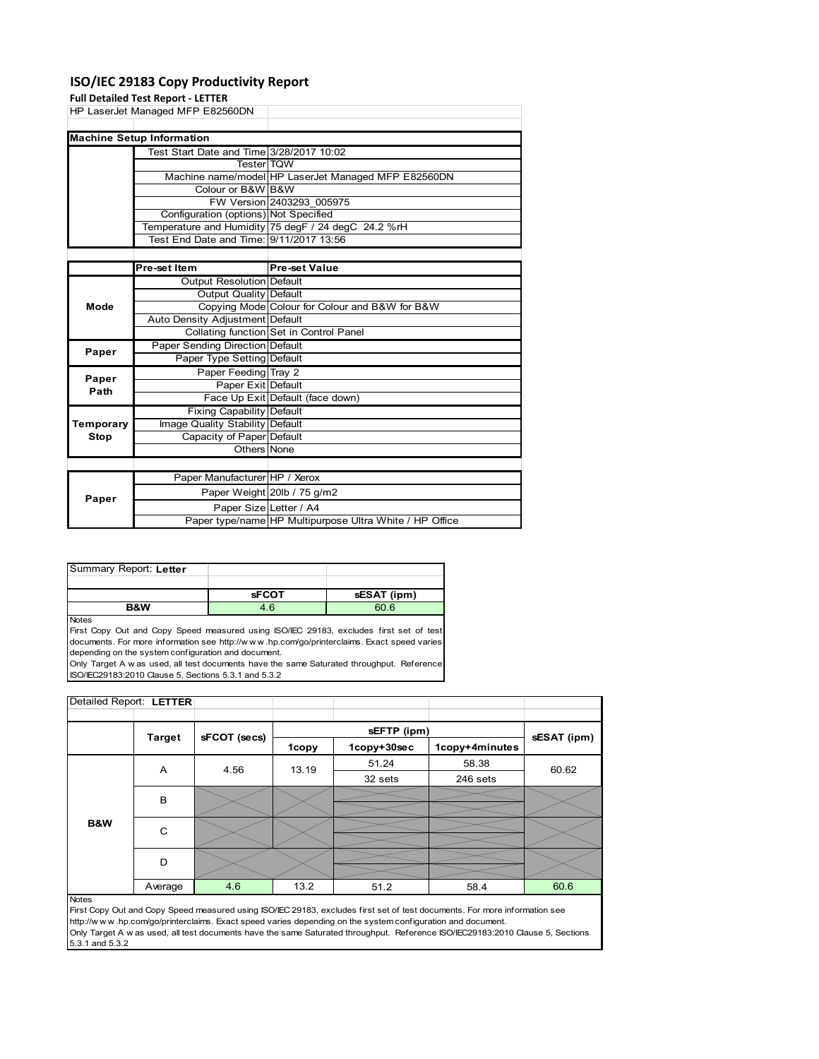# ISO/IEC 29183 Copy Productivity Report

**Full Detailed Test Report - LETTER**

HP LaserJet Managed MFP E82560DN

| Machine Setup Information | | |
|---|---|---|
| | Test Start Date and Time | 3/28/2017 10:02 |
| | Tester | TQW |
| | Machine name/model | HP LaserJet Managed MFP E82560DN |
| | Colour or B&W | B&W |
| | FW Version | 2403293_005975 |
| | Configuration (options) | Not Specified |
| | Temperature and Humidity | 75 degF / 24 degC 24.2 %rH |
| | Test End Date and Time: | 9/11/2017 13:56 |

| | Pre-set Item | Pre-set Value |
|---|---|---|
| Mode | Output Resolution | Default |
| | Output Quality | Default |
| | Copying Mode | Colour for Colour and B&W for B&W |
| | Auto Density Adjustment | Default |
| | Collating function | Set in Control Panel |
| Paper | Paper Sending Direction | Default |
| | Paper Type Setting | Default |
| Paper Path | Paper Feeding | Tray 2 |
| | Paper Exit | Default |
| | Face Up Exit | Default (face down) |
| Temporary Stop | Fixing Capability | Default |
| | Image Quality Stability | Default |
| | Capacity of Paper | Default |
| | Others | None |

| | | |
|---|---|---|
| Paper | Paper Manufacturer | HP / Xerox |
| | Paper Weight | 20lb / 75 g/m2 |
| | Paper Size | Letter / A4 |
| | Paper type/name | HP Multipurpose Ultra White / HP Office |

Summary Report: **Letter**

| | sFCOT | sESAT (ipm) |
|---|---|---|
| B&W | 4.6 | 60.6 |

Notes

First Copy Out and Copy Speed measured using ISO/IEC 29183, excludes first set of test documents. For more information see http://w w w .hp.com/go/printerclaims. Exact speed varies depending on the system configuration and document.

Only Target A w as used, all test documents have the same Saturated throughput. Reference ISO/IEC29183:2010 Clause 5, Sections 5.3.1 and 5.3.2

Detailed Report: **LETTER**

| | Target | sFCOT (secs) | sEFTP (ipm) | | | sESAT (ipm) |
|---|---|---|---|---|---|---|
| | | | 1copy | 1copy+30sec | 1copy+4minutes | |
| B&W | A | 4.56 | 13.19 | 51.24<br>32 sets | 58.38<br>246 sets | 60.62 |
| | B | | | | | |
| | C | | | | | |
| | D | | | | | |
| | Average | 4.6 | 13.2 | 51.2 | 58.4 | 60.6 |

Notes

First Copy Out and Copy Speed measured using ISO/IEC 29183, excludes first set of test documents. For more information see http://w w w .hp.com/go/printerclaims. Exact speed varies depending on the system configuration and document.

Only Target A w as used, all test documents have the same Saturated throughput. Reference ISO/IEC29183:2010 Clause 5, Sections 5.3.1 and 5.3.2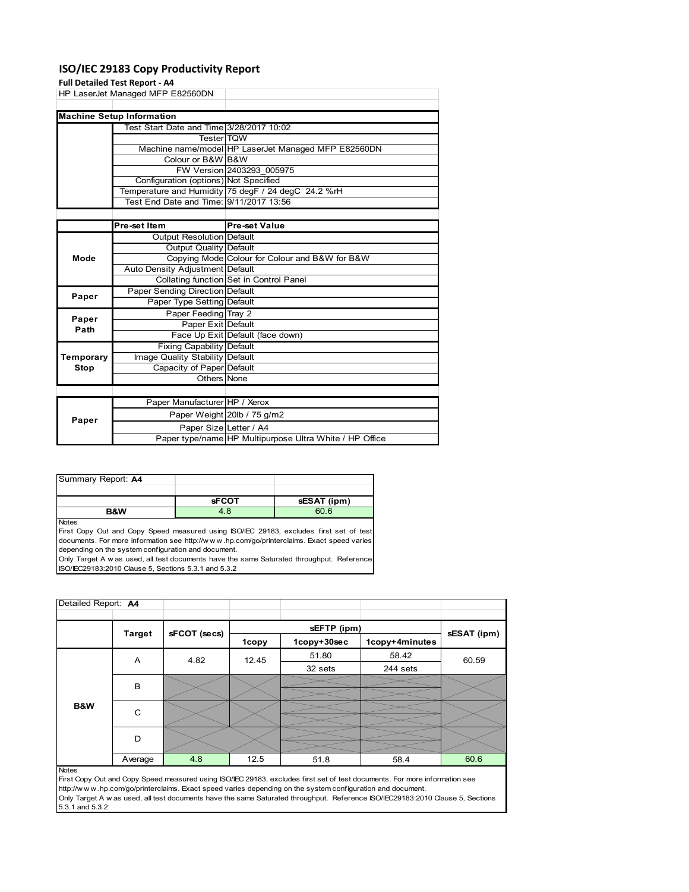# ISO/IEC 29183 Copy Productivity Report

**Full Detailed Test Report - A4**

HP LaserJet Managed MFP E82560DN

| Machine Setup Information | | |
|---|---|---|
| | Test Start Date and Time | 3/28/2017 10:02 |
| | Tester | TQW |
| | Machine name/model | HP LaserJet Managed MFP E82560DN |
| | Colour or B&W | B&W |
| | FW Version | 2403293_005975 |
| | Configuration (options) | Not Specified |
| | Temperature and Humidity | 75 degF / 24 degC 24.2 %rH |
| | Test End Date and Time: | 9/11/2017 13:56 |

| | Pre-set Item | Pre-set Value |
|---|---|---|
| Mode | Output Resolution | Default |
| | Output Quality | Default |
| | Copying Mode | Colour for Colour and B&W for B&W |
| | Auto Density Adjustment | Default |
| | Collating function | Set in Control Panel |
| Paper | Paper Sending Direction | Default |
| | Paper Type Setting | Default |
| Paper Path | Paper Feeding | Tray 2 |
| | Paper Exit | Default |
| | Face Up Exit | Default (face down) |
| Temporary Stop | Fixing Capability | Default |
| | Image Quality Stability | Default |
| | Capacity of Paper | Default |
| | Others | None |

| | | |
|---|---|---|
| Paper | Paper Manufacturer | HP / Xerox |
| | Paper Weight | 20lb / 75 g/m2 |
| | Paper Size | Letter / A4 |
| | Paper type/name | HP Multipurpose Ultra White / HP Office |

Summary Report: **A4**

| | sFCOT | sESAT (ipm) |
|---|---|---|
| B&W | 4.8 | 60.6 |

Notes

First Copy Out and Copy Speed measured using ISO/IEC 29183, excludes first set of test documents. For more information see http://www.hp.com/go/printerclaims. Exact speed varies depending on the system configuration and document.

Only Target A was used, all test documents have the same Saturated throughput. Reference ISO/IEC29183:2010 Clause 5, Sections 5.3.1 and 5.3.2

Detailed Report: **A4**

| | Target | sFCOT (secs) | sEFTP (ipm) | | | sESAT (ipm) |
|---|---|---|---|---|---|---|
| | | | 1copy | 1copy+30sec | 1copy+4minutes | |
| B&W | A | 4.82 | 12.45 | 51.80 | 58.42 | 60.59 |
| | | | | 32 sets | 244 sets | |
| | B | | | | | |
| | C | | | | | |
| | D | | | | | |
| | Average | 4.8 | 12.5 | 51.8 | 58.4 | 60.6 |

Notes

First Copy Out and Copy Speed measured using ISO/IEC 29183, excludes first set of test documents. For more information see http://www.hp.com/go/printerclaims. Exact speed varies depending on the system configuration and document.

Only Target A was used, all test documents have the same Saturated throughput. Reference ISO/IEC29183:2010 Clause 5, Sections 5.3.1 and 5.3.2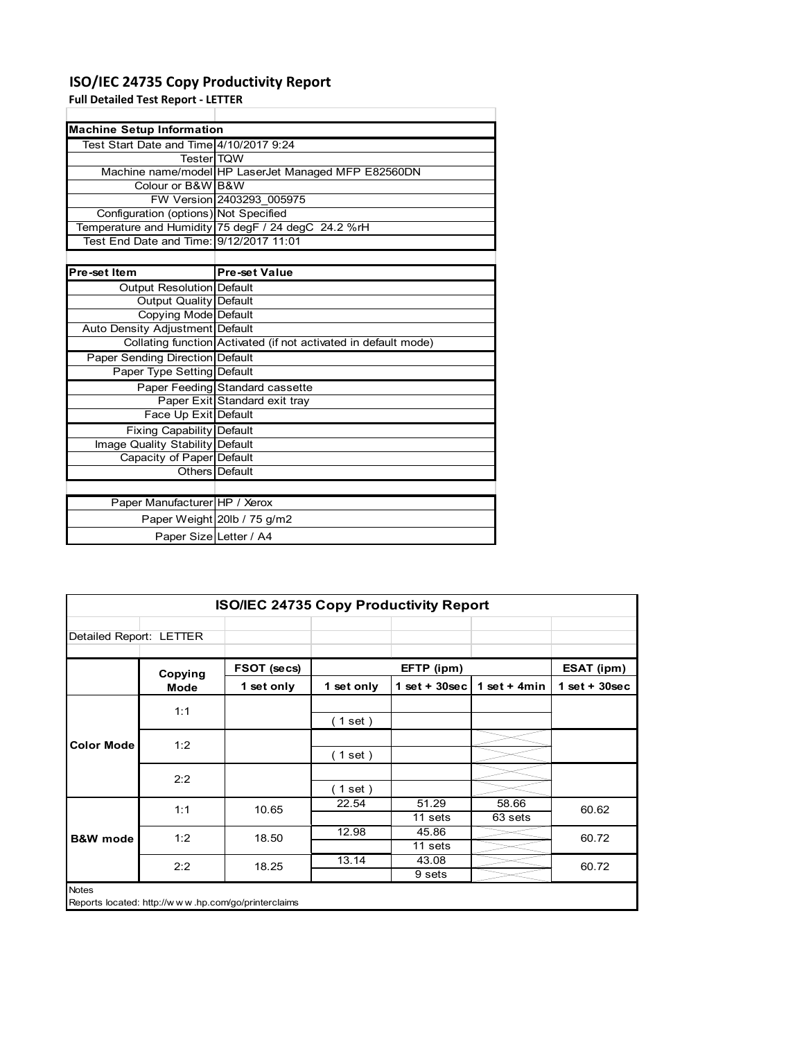# ISO/IEC 24735 Copy Productivity Report

**Full Detailed Test Report - LETTER**

| Machine Setup Information | |
|---|---|
| Test Start Date and Time | 4/10/2017 9:24 |
| Tester | TQW |
| Machine name/model | HP LaserJet Managed MFP E82560DN |
| Colour or B&W | B&W |
| FW Version | 2403293_005975 |
| Configuration (options) | Not Specified |
| Temperature and Humidity | 75 degF / 24 degC 24.2 %rH |
| Test End Date and Time: | 9/12/2017 11:01 |

| Pre-set Item | Pre-set Value |
|---|---|
| Output Resolution | Default |
| Output Quality | Default |
| Copying Mode | Default |
| Auto Density Adjustment | Default |
| Collating function | Activated (if not activated in default mode) |
| Paper Sending Direction | Default |
| Paper Type Setting | Default |
| Paper Feeding | Standard cassette |
| Paper Exit | Standard exit tray |
| Face Up Exit | Default |
| Fixing Capability | Default |
| Image Quality Stability | Default |
| Capacity of Paper | Default |
| Others | Default |

| | |
|---|---|
| Paper Manufacturer | HP / Xerox |
| Paper Weight | 20lb / 75 g/m2 |
| Paper Size | Letter / A4 |

## ISO/IEC 24735 Copy Productivity Report

Detailed Report: LETTER

| | Copying Mode | FSOT (secs) | EFTP (ipm) | | | ESAT (ipm) |
|---|---|---|---|---|---|---|
| | | 1 set only | 1 set only | 1 set + 30sec | 1 set + 4min | 1 set + 30sec |
| Color Mode | 1:1 | | ( 1 set ) | | | |
| | 1:2 | | ( 1 set ) | | | |
| | 2:2 | | ( 1 set ) | | | |
| B&W mode | 1:1 | 10.65 | 22.54 | 51.29<br>11 sets | 58.66<br>63 sets | 60.62 |
| | 1:2 | 18.50 | 12.98 | 45.86<br>11 sets | | 60.72 |
| | 2:2 | 18.25 | 13.14 | 43.08<br>9 sets | | 60.72 |

Notes

Reports located: http://www.hp.com/go/printerclaims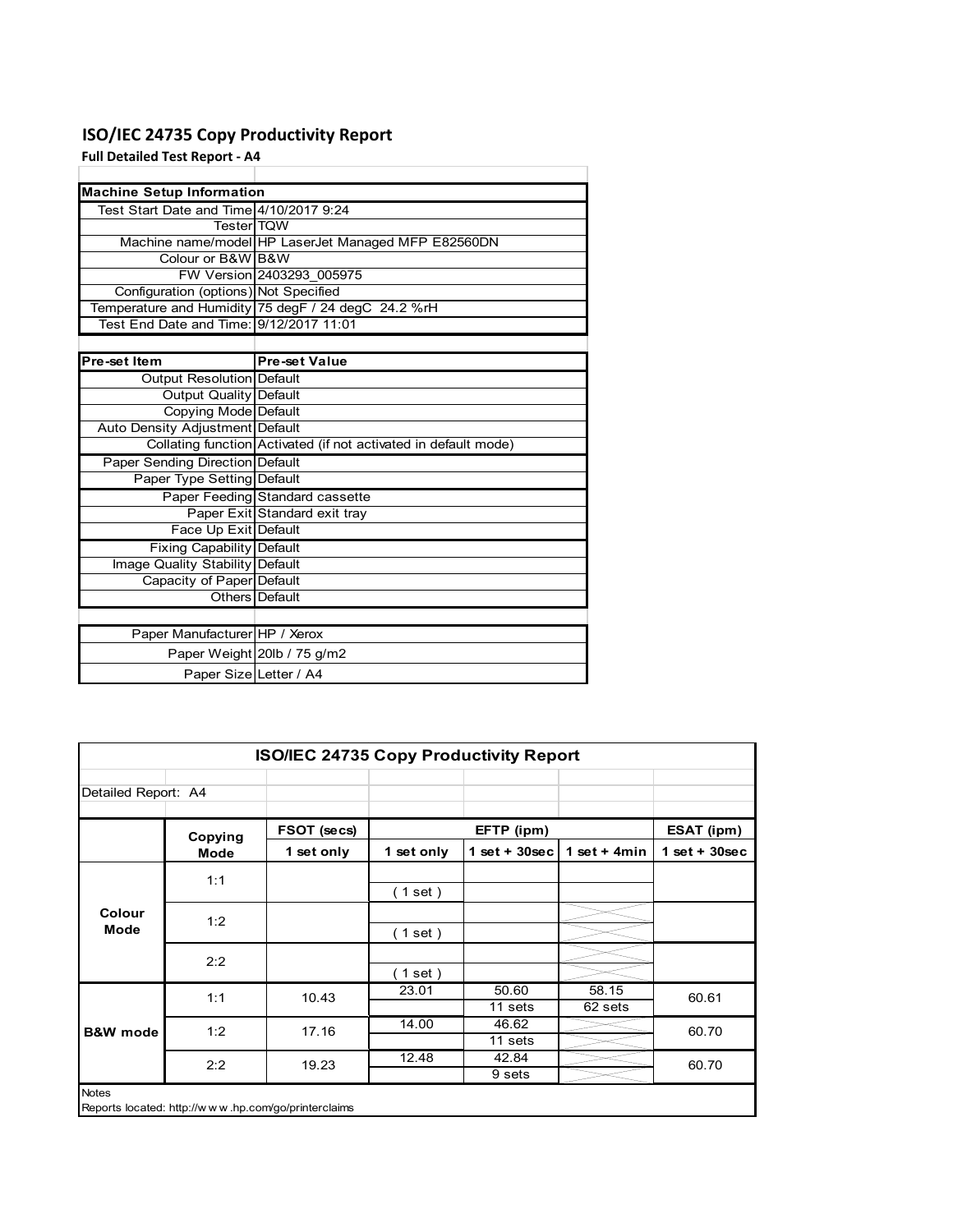# ISO/IEC 24735 Copy Productivity Report

**Full Detailed Test Report - A4**

| Machine Setup Information | |
|---|---|
| Test Start Date and Time | 4/10/2017 9:24 |
| Tester | TQW |
| Machine name/model | HP LaserJet Managed MFP E82560DN |
| Colour or B&W | B&W |
| FW Version | 2403293_005975 |
| Configuration (options) | Not Specified |
| Temperature and Humidity | 75 degF / 24 degC 24.2 %rH |
| Test End Date and Time: | 9/12/2017 11:01 |

| Pre-set Item | Pre-set Value |
|---|---|
| Output Resolution | Default |
| Output Quality | Default |
| Copying Mode | Default |
| Auto Density Adjustment | Default |
| Collating function | Activated (if not activated in default mode) |
| Paper Sending Direction | Default |
| Paper Type Setting | Default |
| Paper Feeding | Standard cassette |
| Paper Exit | Standard exit tray |
| Face Up Exit | Default |
| Fixing Capability | Default |
| Image Quality Stability | Default |
| Capacity of Paper | Default |
| Others | Default |

| | |
|---|---|
| Paper Manufacturer | HP / Xerox |
| Paper Weight | 20lb / 75 g/m2 |
| Paper Size | Letter / A4 |

**ISO/IEC 24735 Copy Productivity Report**

Detailed Report: A4

| | Copying Mode | FSOT (secs) | EFTP (ipm) | | | ESAT (ipm) |
|---|---|---|---|---|---|---|
| | | 1 set only | 1 set only | 1 set + 30sec | 1 set + 4min | 1 set + 30sec |
| Colour Mode | 1:1 | | ( 1 set ) | | | |
| | 1:2 | | ( 1 set ) | | | |
| | 2:2 | | ( 1 set ) | | | |
| B&W mode | 1:1 | 10.43 | 23.01 | 50.60<br>11 sets | 58.15<br>62 sets | 60.61 |
| | 1:2 | 17.16 | 14.00 | 46.62<br>11 sets | | 60.70 |
| | 2:2 | 19.23 | 12.48 | 42.84<br>9 sets | | 60.70 |

Notes

Reports located: http://w w w .hp.com/go/printerclaims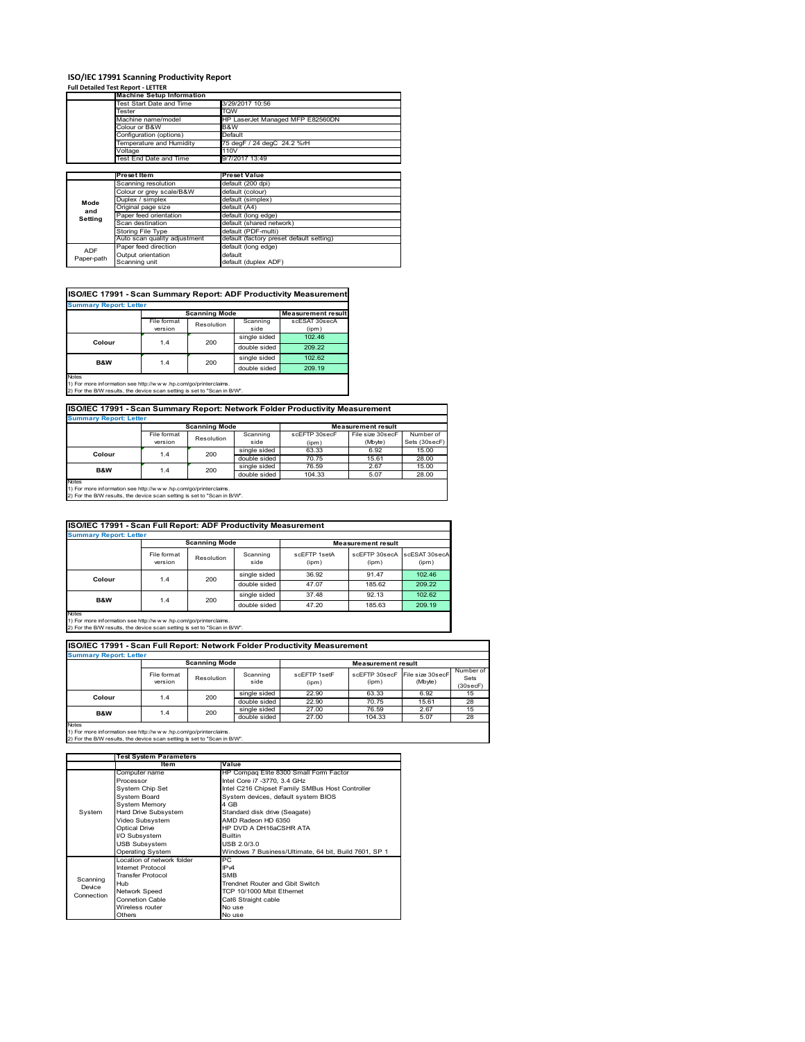# ISO/IEC 17991 Scanning Productivity Report

**Full Detailed Test Report - LETTER**

| | Machine Setup Information | |
|---|---|---|
| | Test Start Date and Time | 3/29/2017 10:56 |
| | Tester | TQW |
| | Machine name/model | HP LaserJet Managed MFP E82560DN |
| | Colour or B&W | B&W |
| | Configuration (options) | Default |
| | Temperature and Humidity | 75 degF / 24 degC 24.2 %rH |
| | Voltage | 110V |
| | Test End Date and Time | 9/7/2017 13:49 |

| | Preset Item | Preset Value |
|---|---|---|
| Mode and Setting | Scanning resolution | default (200 dpi) |
| | Colour or grey scale/B&W | default (colour) |
| | Duplex / simplex | default (simplex) |
| | Original page size | default (A4) |
| | Paper feed orientation | default (long edge) |
| | Scan destination | default (shared network) |
| | Storing File Type | default (PDF-multi) |
| | Auto scan quality adjustment | default (factory preset default setting) |
| ADF Paper-path | Paper feed direction | default (long edge) |
| | Output orientation | default |
| | Scanning unit | default (duplex ADF) |

## ISO/IEC 17991 - Scan Summary Report: ADF Productivity Measurement

**Summary Report: Letter**

| | Scanning Mode | | | Measurement result |
|---|---|---|---|---|
| | File format version | Resolution | Scanning side | scESAT 30secA (ipm) |
| Colour | 1.4 | 200 | single sided | 102.46 |
| | | | double sided | 209.22 |
| B&W | 1.4 | 200 | single sided | 102.62 |
| | | | double sided | 209.19 |

Notes
1) For more information see http://www.hp.com/go/printerclaims.
2) For the B/W results, the device scan setting is set to "Scan in B/W".

## ISO/IEC 17991 - Scan Summary Report: Network Folder Productivity Measurement

**Summary Report: Letter**

| | Scanning Mode | | | Measurement result | | |
|---|---|---|---|---|---|---|
| | File format version | Resolution | Scanning side | scEFTP 30secF (ipm) | File size 30secF (Mbyte) | Number of Sets (30secF) |
| Colour | 1.4 | 200 | single sided | 63.33 | 6.92 | 15.00 |
| | | | double sided | 70.75 | 15.61 | 28.00 |
| B&W | 1.4 | 200 | single sided | 76.59 | 2.67 | 15.00 |
| | | | double sided | 104.33 | 5.07 | 28.00 |

Notes
1) For more information see http://www.hp.com/go/printerclaims.
2) For the B/W results, the device scan setting is set to "Scan in B/W".

## ISO/IEC 17991 - Scan Full Report: ADF Productivity Measurement

**Summary Report: Letter**

| | Scanning Mode | | | Measurement result | | |
|---|---|---|---|---|---|---|
| | File format version | Resolution | Scanning side | scEFTP 1setA (ipm) | scEFTP 30secA (ipm) | scESAT 30secA (ipm) |
| Colour | 1.4 | 200 | single sided | 36.92 | 91.47 | 102.46 |
| | | | double sided | 47.07 | 185.62 | 209.22 |
| B&W | 1.4 | 200 | single sided | 37.48 | 92.13 | 102.62 |
| | | | double sided | 47.20 | 185.63 | 209.19 |

Notes
1) For more information see http://www.hp.com/go/printerclaims.
2) For the B/W results, the device scan setting is set to "Scan in B/W".

## ISO/IEC 17991 - Scan Full Report: Network Folder Productivity Measurement

**Summary Report: Letter**

| | Scanning Mode | | | Measurement result | | | |
|---|---|---|---|---|---|---|---|
| | File format version | Resolution | Scanning side | scEFTP 1setF (ipm) | scEFTP 30secF (ipm) | File size 30secF (Mbyte) | Number of Sets (30secF) |
| Colour | 1.4 | 200 | single sided | 22.90 | 63.33 | 6.92 | 15 |
| | | | double sided | 22.90 | 70.75 | 15.61 | 28 |
| B&W | 1.4 | 200 | single sided | 27.00 | 76.59 | 2.67 | 15 |
| | | | double sided | 27.00 | 104.33 | 5.07 | 28 |

Notes
1) For more information see http://www.hp.com/go/printerclaims.
2) For the B/W results, the device scan setting is set to "Scan in B/W".

| | Test System Parameters | |
|---|---|---|
| | Item | Value |
| System | Computer name | HP Compaq Elite 8300 Small Form Factor |
| | Processor | Intel Core i7 -3770, 3.4 GHz |
| | System Chip Set | Intel C216 Chipset Family SMBus Host Controller |
| | System Board | System devices, default system BIOS |
| | System Memory | 4 GB |
| | Hard Drive Subsystem | Standard disk drive (Seagate) |
| | Video Subsystem | AMD Radeon HD 6350 |
| | Optical Drive | HP DVD A DH16aCSHR ATA |
| | I/O Subsystem | Builtin |
| | USB Subsystem | USB 2.0/3.0 |
| | Operating System | Windows 7 Business/Ultimate, 64 bit, Build 7601, SP 1 |
| Scanning Device Connection | Location of network folder | PC |
| | Internet Protocol | IPv4 |
| | Transfer Protocol | SMB |
| | Hub | Trendnet Router and Gbit Switch |
| | Network Speed | TCP 10/1000 Mbit Ethernet |
| | Connetion Cable | Cat6 Straight cable |
| | Wireless router | No use |
| | Others | No use |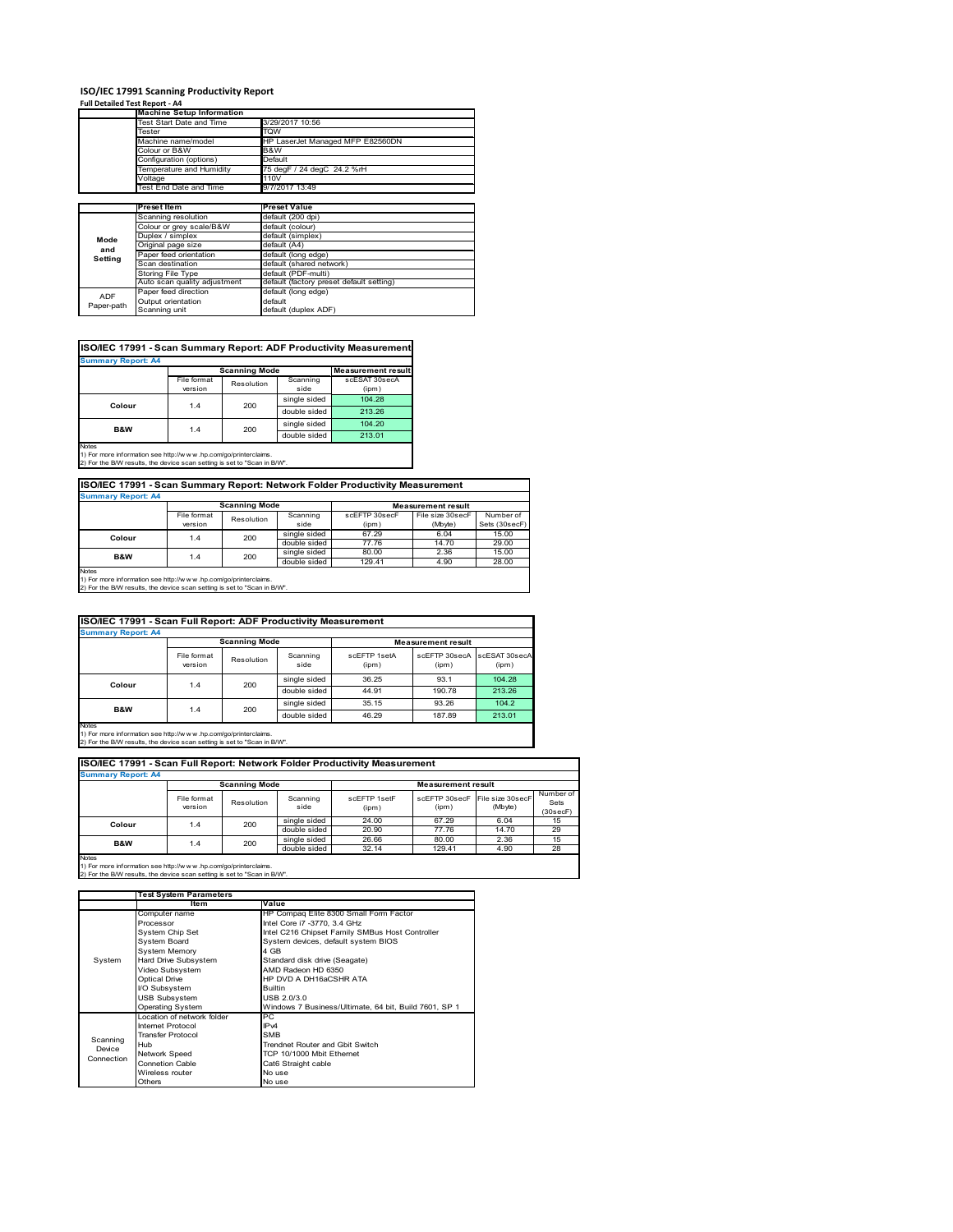# ISO/IEC 17991 Scanning Productivity Report

**Full Detailed Test Report - A4**

| | Machine Setup Information | |
|---|---|---|
| | Test Start Date and Time | 3/29/2017 10:56 |
| | Tester | TQW |
| | Machine name/model | HP LaserJet Managed MFP E82560DN |
| | Colour or B&W | B&W |
| | Configuration (options) | Default |
| | Temperature and Humidity | 75 degF / 24 degC 24.2 %rH |
| | Voltage | 110V |
| | Test End Date and Time | 9/7/2017 13:49 |

| | Preset Item | Preset Value |
|---|---|---|
| Mode and Setting | Scanning resolution | default (200 dpi) |
| | Colour or grey scale/B&W | default (colour) |
| | Duplex / simplex | default (simplex) |
| | Original page size | default (A4) |
| | Paper feed orientation | default (long edge) |
| | Scan destination | default (shared network) |
| | Storing File Type | default (PDF-multi) |
| | Auto scan quality adjustment | default (factory preset default setting) |
| ADF Paper-path | Paper feed direction | default (long edge) |
| | Output orientation | default |
| | Scanning unit | default (duplex ADF) |

## ISO/IEC 17991 - Scan Summary Report: ADF Productivity Measurement

**Summary Report: A4**

| | Scanning Mode | | | Measurement result |
|---|---|---|---|---|
| | File format version | Resolution | Scanning side | scESAT 30secA (ipm) |
| Colour | 1.4 | 200 | single sided | 104.28 |
| | | | double sided | 213.26 |
| B&W | 1.4 | 200 | single sided | 104.20 |
| | | | double sided | 213.01 |

Notes
1) For more information see http://www.hp.com/go/printerclaims.
2) For the B/W results, the device scan setting is set to "Scan in B/W".

## ISO/IEC 17991 - Scan Summary Report: Network Folder Productivity Measurement

**Summary Report: A4**

| | Scanning Mode | | | Measurement result | | |
|---|---|---|---|---|---|---|
| | File format version | Resolution | Scanning side | scEFTP 30secF (ipm) | File size 30secF (Mbyte) | Number of Sets (30secF) |
| Colour | 1.4 | 200 | single sided | 67.29 | 6.04 | 15.00 |
| | | | double sided | 77.76 | 14.70 | 29.00 |
| B&W | 1.4 | 200 | single sided | 80.00 | 2.36 | 15.00 |
| | | | double sided | 129.41 | 4.90 | 28.00 |

Notes
1) For more information see http://www.hp.com/go/printerclaims.
2) For the B/W results, the device scan setting is set to "Scan in B/W".

## ISO/IEC 17991 - Scan Full Report: ADF Productivity Measurement

**Summary Report: A4**

| | Scanning Mode | | | Measurement result | | |
|---|---|---|---|---|---|---|
| | File format version | Resolution | Scanning side | scEFTP 1setA (ipm) | scEFTP 30secA (ipm) | scESAT 30secA (ipm) |
| Colour | 1.4 | 200 | single sided | 36.25 | 93.1 | 104.28 |
| | | | double sided | 44.91 | 190.78 | 213.26 |
| B&W | 1.4 | 200 | single sided | 35.15 | 93.26 | 104.2 |
| | | | double sided | 46.29 | 187.89 | 213.01 |

Notes
1) For more information see http://www.hp.com/go/printerclaims.
2) For the B/W results, the device scan setting is set to "Scan in B/W".

## ISO/IEC 17991 - Scan Full Report: Network Folder Productivity Measurement

**Summary Report: A4**

| | Scanning Mode | | | Measurement result | | | |
|---|---|---|---|---|---|---|---|
| | File format version | Resolution | Scanning side | scEFTP 1setF (ipm) | scEFTP 30secF (ipm) | File size 30secF (Mbyte) | Number of Sets (30secF) |
| Colour | 1.4 | 200 | single sided | 24.00 | 67.29 | 6.04 | 15 |
| | | | double sided | 20.90 | 77.76 | 14.70 | 29 |
| B&W | 1.4 | 200 | single sided | 26.66 | 80.00 | 2.36 | 15 |
| | | | double sided | 32.14 | 129.41 | 4.90 | 28 |

Notes
1) For more information see http://www.hp.com/go/printerclaims.
2) For the B/W results, the device scan setting is set to "Scan in B/W".

| | Test System Parameters | |
|---|---|---|
| | Item | Value |
| System | Computer name | HP Compaq Elite 8300 Small Form Factor |
| | Processor | Intel Core i7 -3770, 3.4 GHz |
| | System Chip Set | Intel C216 Chipset Family SMBus Host Controller |
| | System Board | System devices, default system BIOS |
| | System Memory | 4 GB |
| | Hard Drive Subsystem | Standard disk drive (Seagate) |
| | Video Subsystem | AMD Radeon HD 6350 |
| | Optical Drive | HP DVD A DH16aCSHR ATA |
| | I/O Subsystem | Builtin |
| | USB Subsystem | USB 2.0/3.0 |
| | Operating System | Windows 7 Business/Ultimate, 64 bit, Build 7601, SP 1 |
| Scanning Device Connection | Location of network folder | PC |
| | Internet Protocol | IPv4 |
| | Transfer Protocol | SMB |
| | Hub | Trendnet Router and Gbit Switch |
| | Network Speed | TCP 10/1000 Mbit Ethernet |
| | Connetion Cable | Cat6 Straight cable |
| | Wireless router | No use |
| | Others | No use |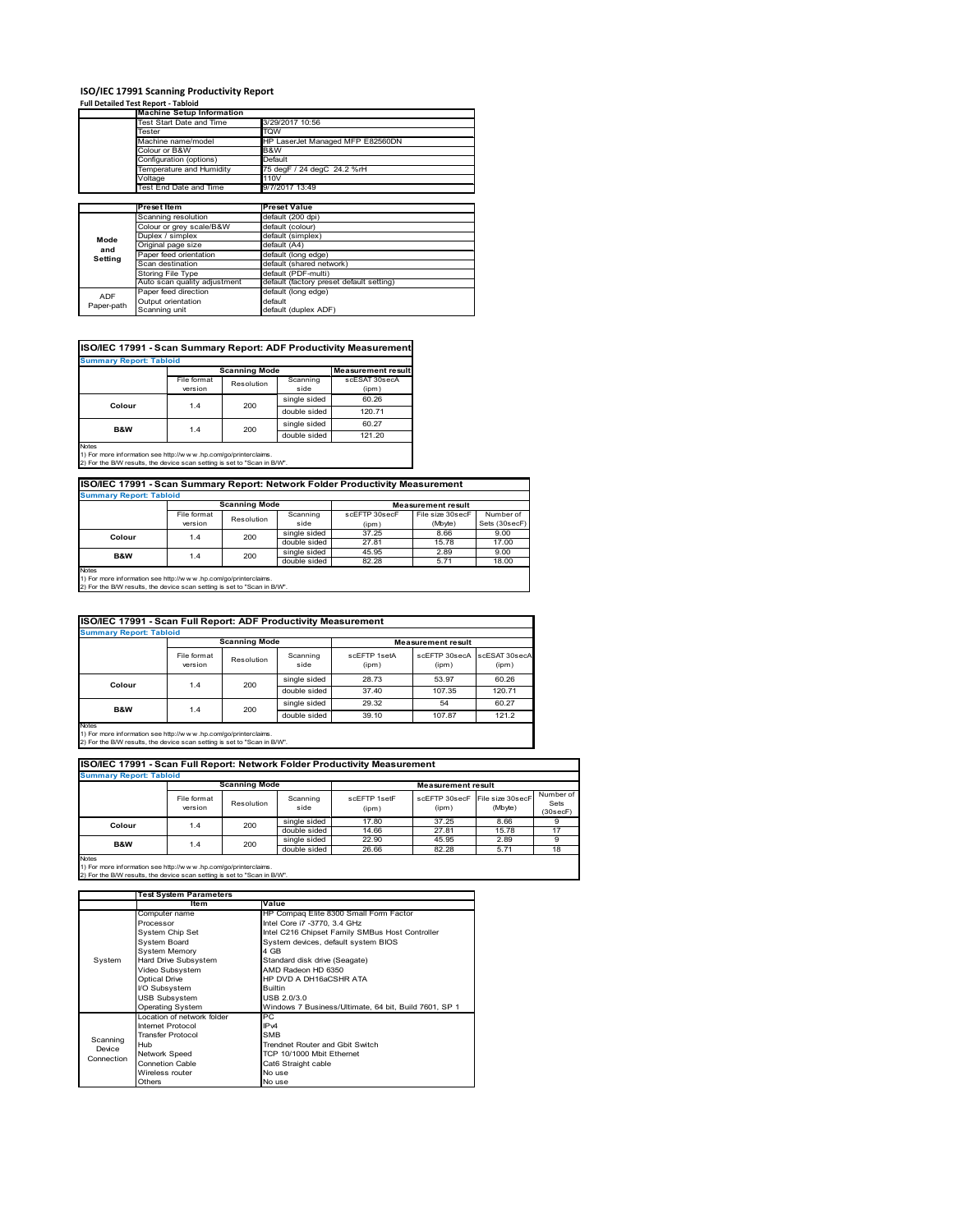# ISO/IEC 17991 Scanning Productivity Report

**Full Detailed Test Report - Tabloid**

| | Machine Setup Information | |
|---|---|---|
| | Test Start Date and Time | 3/29/2017 10:56 |
| | Tester | TQW |
| | Machine name/model | HP LaserJet Managed MFP E82560DN |
| | Colour or B&W | B&W |
| | Configuration (options) | Default |
| | Temperature and Humidity | 75 degF / 24 degC 24.2 %rH |
| | Voltage | 110V |
| | Test End Date and Time | 9/7/2017 13:49 |

| | Preset Item | Preset Value |
|---|---|---|
| Mode and Setting | Scanning resolution | default (200 dpi) |
| | Colour or grey scale/B&W | default (colour) |
| | Duplex / simplex | default (simplex) |
| | Original page size | default (A4) |
| | Paper feed orientation | default (long edge) |
| | Scan destination | default (shared network) |
| | Storing File Type | default (PDF-multi) |
| | Auto scan quality adjustment | default (factory preset default setting) |
| ADF Paper-path | Paper feed direction | default (long edge) |
| | Output orientation | default |
| | Scanning unit | default (duplex ADF) |

## ISO/IEC 17991 - Scan Summary Report: ADF Productivity Measurement

**Summary Report: Tabloid**

| | Scanning Mode | | | Measurement result |
|---|---|---|---|---|
| | File format version | Resolution | Scanning side | scESAT 30secA (ipm) |
| Colour | 1.4 | 200 | single sided | 60.26 |
| | | | double sided | 120.71 |
| B&W | 1.4 | 200 | single sided | 60.27 |
| | | | double sided | 121.20 |

Notes
1) For more information see http://www.hp.com/go/printerclaims.
2) For the B/W results, the device scan setting is set to "Scan in B/W".

## ISO/IEC 17991 - Scan Summary Report: Network Folder Productivity Measurement

**Summary Report: Tabloid**

| | Scanning Mode | | | Measurement result | | |
|---|---|---|---|---|---|---|
| | File format version | Resolution | Scanning side | scEFTP 30secF (ipm) | File size 30secF (Mbyte) | Number of Sets (30secF) |
| Colour | 1.4 | 200 | single sided | 37.25 | 8.66 | 9.00 |
| | | | double sided | 27.81 | 15.78 | 17.00 |
| B&W | 1.4 | 200 | single sided | 45.95 | 2.89 | 9.00 |
| | | | double sided | 82.28 | 5.71 | 18.00 |

Notes
1) For more information see http://www.hp.com/go/printerclaims.
2) For the B/W results, the device scan setting is set to "Scan in B/W".

## ISO/IEC 17991 - Scan Full Report: ADF Productivity Measurement

**Summary Report: Tabloid**

| | Scanning Mode | | | Measurement result | | |
|---|---|---|---|---|---|---|
| | File format version | Resolution | Scanning side | scEFTP 1setA (ipm) | scEFTP 30secA (ipm) | scESAT 30secA (ipm) |
| Colour | 1.4 | 200 | single sided | 28.73 | 53.97 | 60.26 |
| | | | double sided | 37.40 | 107.35 | 120.71 |
| B&W | 1.4 | 200 | single sided | 29.32 | 54 | 60.27 |
| | | | double sided | 39.10 | 107.87 | 121.2 |

Notes
1) For more information see http://www.hp.com/go/printerclaims.
2) For the B/W results, the device scan setting is set to "Scan in B/W".

## ISO/IEC 17991 - Scan Full Report: Network Folder Productivity Measurement

**Summary Report: Tabloid**

| | Scanning Mode | | | Measurement result | | | |
|---|---|---|---|---|---|---|---|
| | File format version | Resolution | Scanning side | scEFTP 1setF (ipm) | scEFTP 30secF (ipm) | File size 30secF (Mbyte) | Number of Sets (30secF) |
| Colour | 1.4 | 200 | single sided | 17.80 | 37.25 | 8.66 | 9 |
| | | | double sided | 14.66 | 27.81 | 15.78 | 17 |
| B&W | 1.4 | 200 | single sided | 22.90 | 45.95 | 2.89 | 9 |
| | | | double sided | 26.66 | 82.28 | 5.71 | 18 |

Notes
1) For more information see http://www.hp.com/go/printerclaims.
2) For the B/W results, the device scan setting is set to "Scan in B/W".

| | Test System Parameters | |
|---|---|---|
| | Item | Value |
| System | Computer name | HP Compaq Elite 8300 Small Form Factor |
| | Processor | Intel Core i7 -3770, 3.4 GHz |
| | System Chip Set | Intel C216 Chipset Family SMBus Host Controller |
| | System Board | System devices, default system BIOS |
| | System Memory | 4 GB |
| | Hard Drive Subsystem | Standard disk drive (Seagate) |
| | Video Subsystem | AMD Radeon HD 6350 |
| | Optical Drive | HP DVD A DH16aCSHR ATA |
| | I/O Subsystem | Builtin |
| | USB Subsystem | USB 2.0/3.0 |
| | Operating System | Windows 7 Business/Ultimate, 64 bit, Build 7601, SP 1 |
| Scanning Device Connection | Location of network folder | PC |
| | Internet Protocol | IPv4 |
| | Transfer Protocol | SMB |
| | Hub | Trendnet Router and Gbit Switch |
| | Network Speed | TCP 10/1000 Mbit Ethernet |
| | Connetion Cable | Cat6 Straight cable |
| | Wireless router | No use |
| | Others | No use |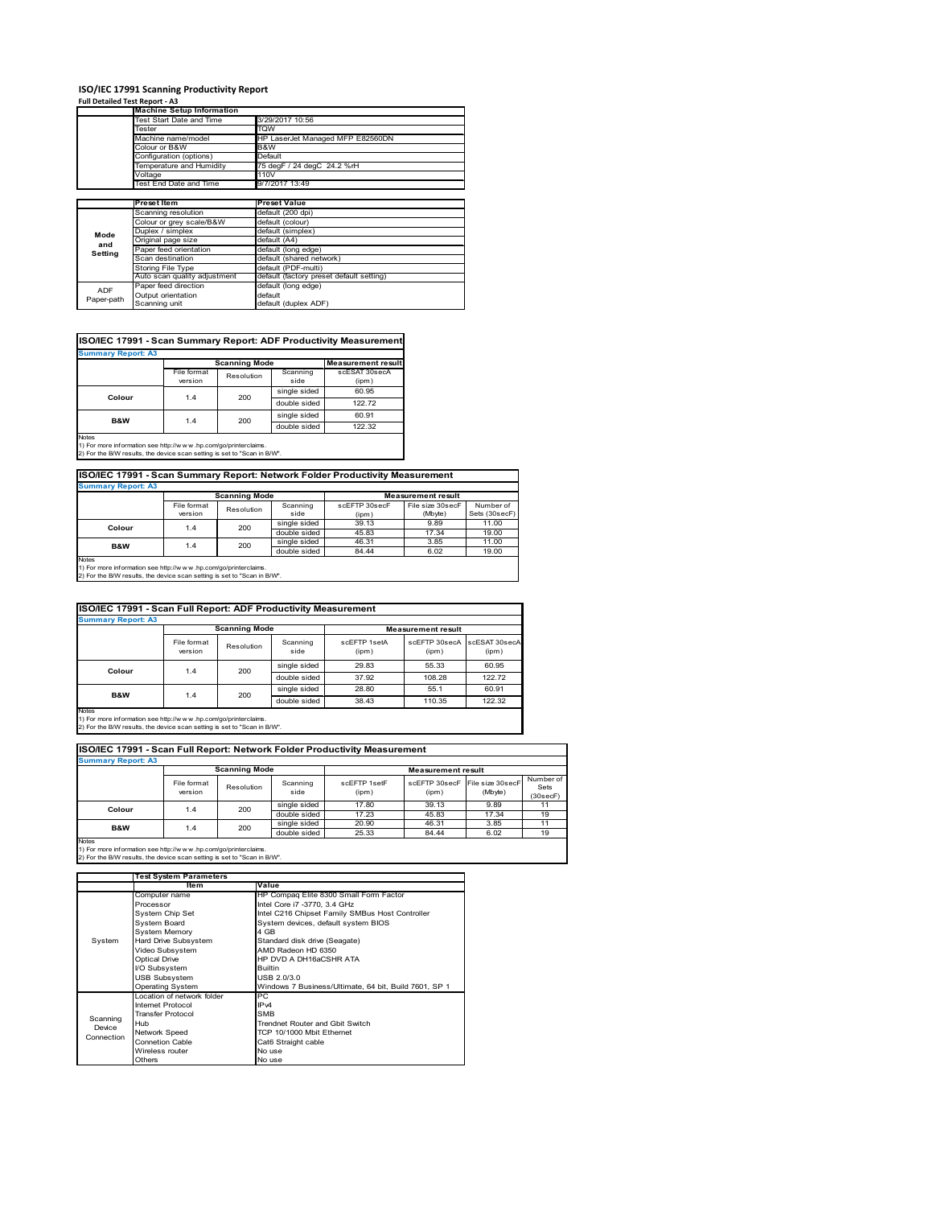# ISO/IEC 17991 Scanning Productivity Report

**Full Detailed Test Report - A3**

| | Machine Setup Information | |
|---|---|---|
| | Test Start Date and Time | 3/29/2017 10:56 |
| | Tester | TQW |
| | Machine name/model | HP LaserJet Managed MFP E82560DN |
| | Colour or B&W | B&W |
| | Configuration (options) | Default |
| | Temperature and Humidity | 75 degF / 24 degC 24.2 %rH |
| | Voltage | 110V |
| | Test End Date and Time | 9/7/2017 13:49 |

| | Preset Item | Preset Value |
|---|---|---|
| Mode and Setting | Scanning resolution | default (200 dpi) |
| | Colour or grey scale/B&W | default (colour) |
| | Duplex / simplex | default (simplex) |
| | Original page size | default (A4) |
| | Paper feed orientation | default (long edge) |
| | Scan destination | default (shared network) |
| | Storing File Type | default (PDF-multi) |
| | Auto scan quality adjustment | default (factory preset default setting) |
| ADF Paper-path | Paper feed direction | default (long edge) |
| | Output orientation | default |
| | Scanning unit | default (duplex ADF) |

## ISO/IEC 17991 - Scan Summary Report: ADF Productivity Measurement

**Summary Report: A3**

| | Scanning Mode | | | Measurement result |
|---|---|---|---|---|
| | File format version | Resolution | Scanning side | scESAT 30secA (ipm) |
| Colour | 1.4 | 200 | single sided | 60.95 |
| | | | double sided | 122.72 |
| B&W | 1.4 | 200 | single sided | 60.91 |
| | | | double sided | 122.32 |

Notes
1) For more information see http://w w w .hp.com/go/printerclaims.
2) For the B/W results, the device scan setting is set to "Scan in B/W".

## ISO/IEC 17991 - Scan Summary Report: Network Folder Productivity Measurement

**Summary Report: A3**

| | Scanning Mode | | | Measurement result | | |
|---|---|---|---|---|---|---|
| | File format version | Resolution | Scanning side | scEFTP 30secF (ipm) | File size 30secF (Mbyte) | Number of Sets (30secF) |
| Colour | 1.4 | 200 | single sided | 39.13 | 9.89 | 11.00 |
| | | | double sided | 45.83 | 17.34 | 19.00 |
| B&W | 1.4 | 200 | single sided | 46.31 | 3.85 | 11.00 |
| | | | double sided | 84.44 | 6.02 | 19.00 |

Notes
1) For more information see http://w w w .hp.com/go/printerclaims.
2) For the B/W results, the device scan setting is set to "Scan in B/W".

## ISO/IEC 17991 - Scan Full Report: ADF Productivity Measurement

**Summary Report: A3**

| | Scanning Mode | | | Measurement result | | |
|---|---|---|---|---|---|---|
| | File format version | Resolution | Scanning side | scEFTP 1setA (ipm) | scEFTP 30secA (ipm) | scESAT 30secA (ipm) |
| Colour | 1.4 | 200 | single sided | 29.83 | 55.33 | 60.95 |
| | | | double sided | 37.92 | 108.28 | 122.72 |
| B&W | 1.4 | 200 | single sided | 28.80 | 55.1 | 60.91 |
| | | | double sided | 38.43 | 110.35 | 122.32 |

Notes
1) For more information see http://w w w .hp.com/go/printerclaims.
2) For the B/W results, the device scan setting is set to "Scan in B/W".

## ISO/IEC 17991 - Scan Full Report: Network Folder Productivity Measurement

**Summary Report: A3**

| | Scanning Mode | | | Measurement result | | | |
|---|---|---|---|---|---|---|---|
| | File format version | Resolution | Scanning side | scEFTP 1setF (ipm) | scEFTP 30secF (ipm) | File size 30secF (Mbyte) | Number of Sets (30secF) |
| Colour | 1.4 | 200 | single sided | 17.80 | 39.13 | 9.89 | 11 |
| | | | double sided | 17.23 | 45.83 | 17.34 | 19 |
| B&W | 1.4 | 200 | single sided | 20.90 | 46.31 | 3.85 | 11 |
| | | | double sided | 25.33 | 84.44 | 6.02 | 19 |

Notes
1) For more information see http://w w w .hp.com/go/printerclaims.
2) For the B/W results, the device scan setting is set to "Scan in B/W".

| | Test System Parameters | |
|---|---|---|
| | Item | Value |
| System | Computer name | HP Compaq Elite 8300 Small Form Factor |
| | Processor | Intel Core i7 -3770, 3.4 GHz |
| | System Chip Set | Intel C216 Chipset Family SMBus Host Controller |
| | System Board | System devices, default system BIOS |
| | System Memory | 4 GB |
| | Hard Drive Subsystem | Standard disk drive (Seagate) |
| | Video Subsystem | AMD Radeon HD 6350 |
| | Optical Drive | HP DVD A DH16aCSHR ATA |
| | I/O Subsystem | Builtin |
| | USB Subsystem | USB 2.0/3.0 |
| | Operating System | Windows 7 Business/Ultimate, 64 bit, Build 7601, SP 1 |
| Scanning Device Connection | Location of network folder | PC |
| | Internet Protocol | IPv4 |
| | Transfer Protocol | SMB |
| | Hub | Trendnet Router and Gbit Switch |
| | Network Speed | TCP 10/1000 Mbit Ethernet |
| | Connetion Cable | Cat6 Straight cable |
| | Wireless router | No use |
| | Others | No use |